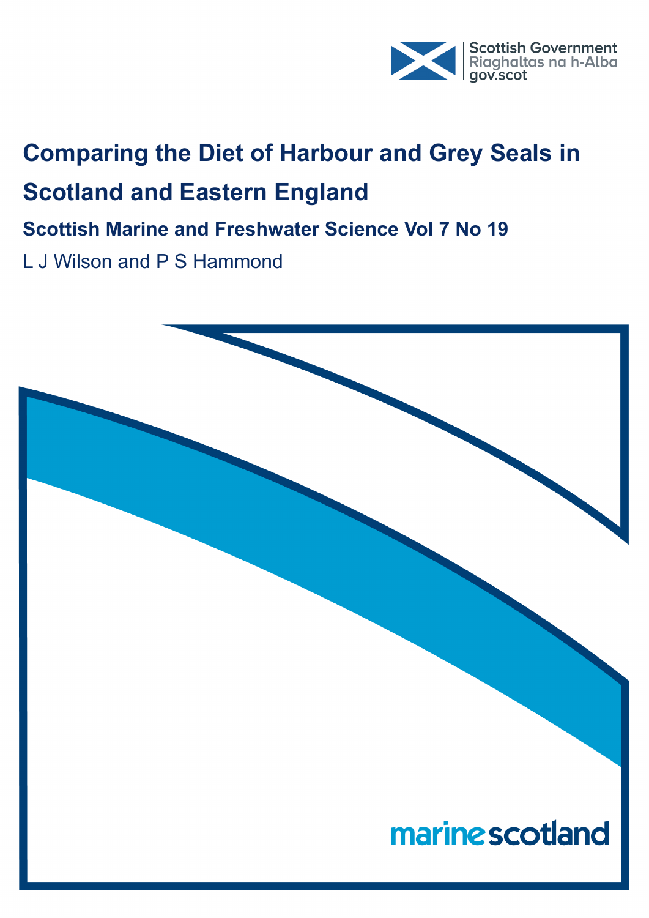Scottish Government
Riaghaltas na h-Alba
gov.scot

# Comparing the Diet of Harbour and Grey Seals in Scotland and Eastern England

## Scottish Marine and Freshwater Science Vol 7 No 19

L J Wilson and P S Hammond

marine scotland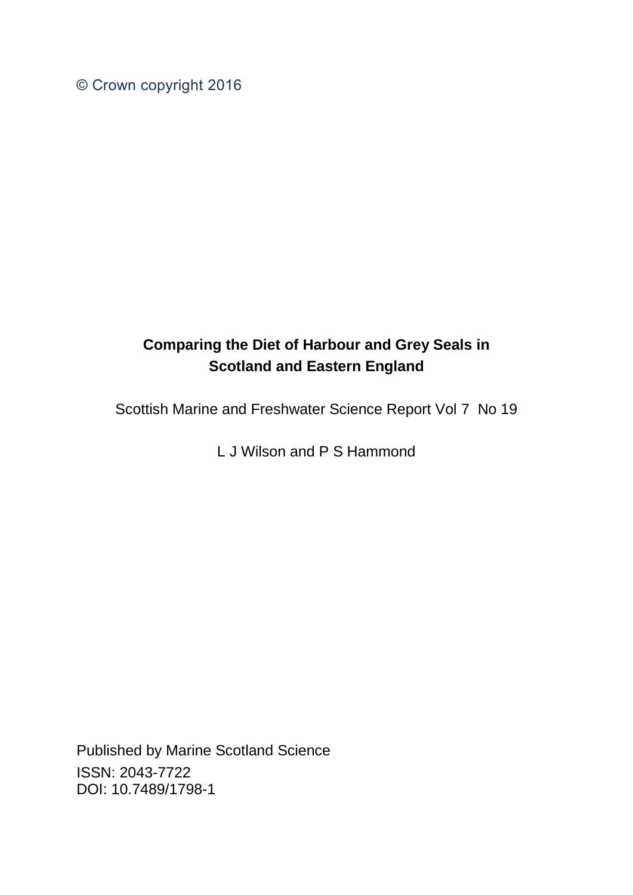© Crown copyright 2016

# Comparing the Diet of Harbour and Grey Seals in Scotland and Eastern England

Scottish Marine and Freshwater Science Report Vol 7 No 19

L J Wilson and P S Hammond

Published by Marine Scotland Science
ISSN: 2043-7722
DOI: 10.7489/1798-1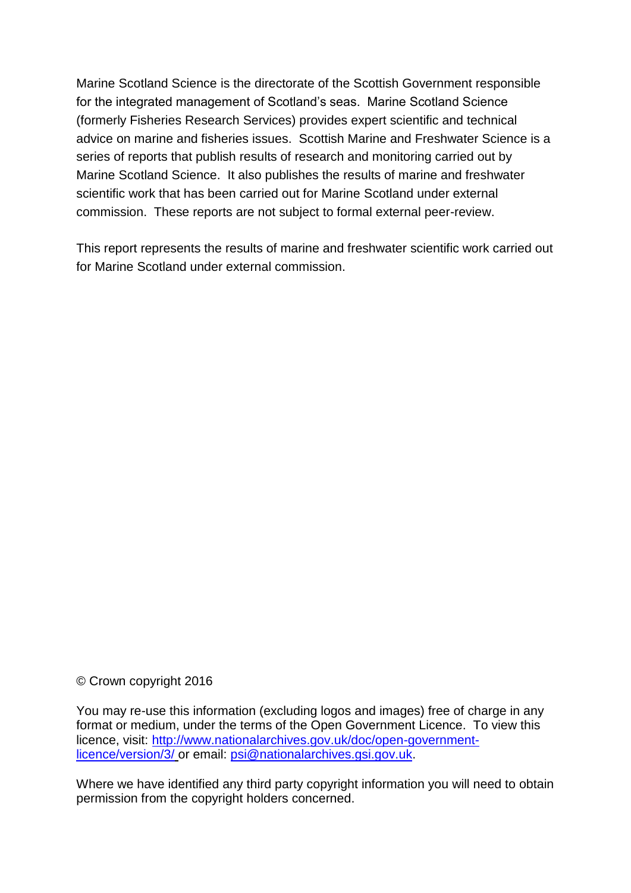Marine Scotland Science is the directorate of the Scottish Government responsible for the integrated management of Scotland's seas. Marine Scotland Science (formerly Fisheries Research Services) provides expert scientific and technical advice on marine and fisheries issues. Scottish Marine and Freshwater Science is a series of reports that publish results of research and monitoring carried out by Marine Scotland Science. It also publishes the results of marine and freshwater scientific work that has been carried out for Marine Scotland under external commission. These reports are not subject to formal external peer-review.

This report represents the results of marine and freshwater scientific work carried out for Marine Scotland under external commission.

© Crown copyright 2016

You may re-use this information (excluding logos and images) free of charge in any format or medium, under the terms of the Open Government Licence. To view this licence, visit: [http://www.nationalarchives.gov.uk/doc/open-government-licence/version/3/](http://www.nationalarchives.gov.uk/doc/open-government-licence/version/3/) or email: [psi@nationalarchives.gsi.gov.uk](mailto:psi@nationalarchives.gsi.gov.uk).

Where we have identified any third party copyright information you will need to obtain permission from the copyright holders concerned.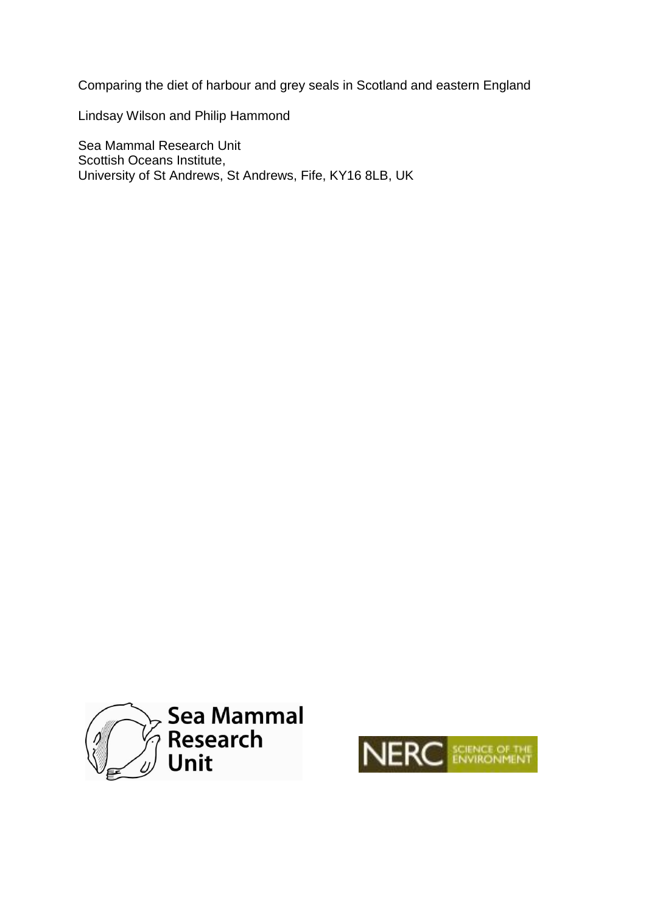Comparing the diet of harbour and grey seals in Scotland and eastern England

Lindsay Wilson and Philip Hammond

Sea Mammal Research Unit
Scottish Oceans Institute,
University of St Andrews, St Andrews, Fife, KY16 8LB, UK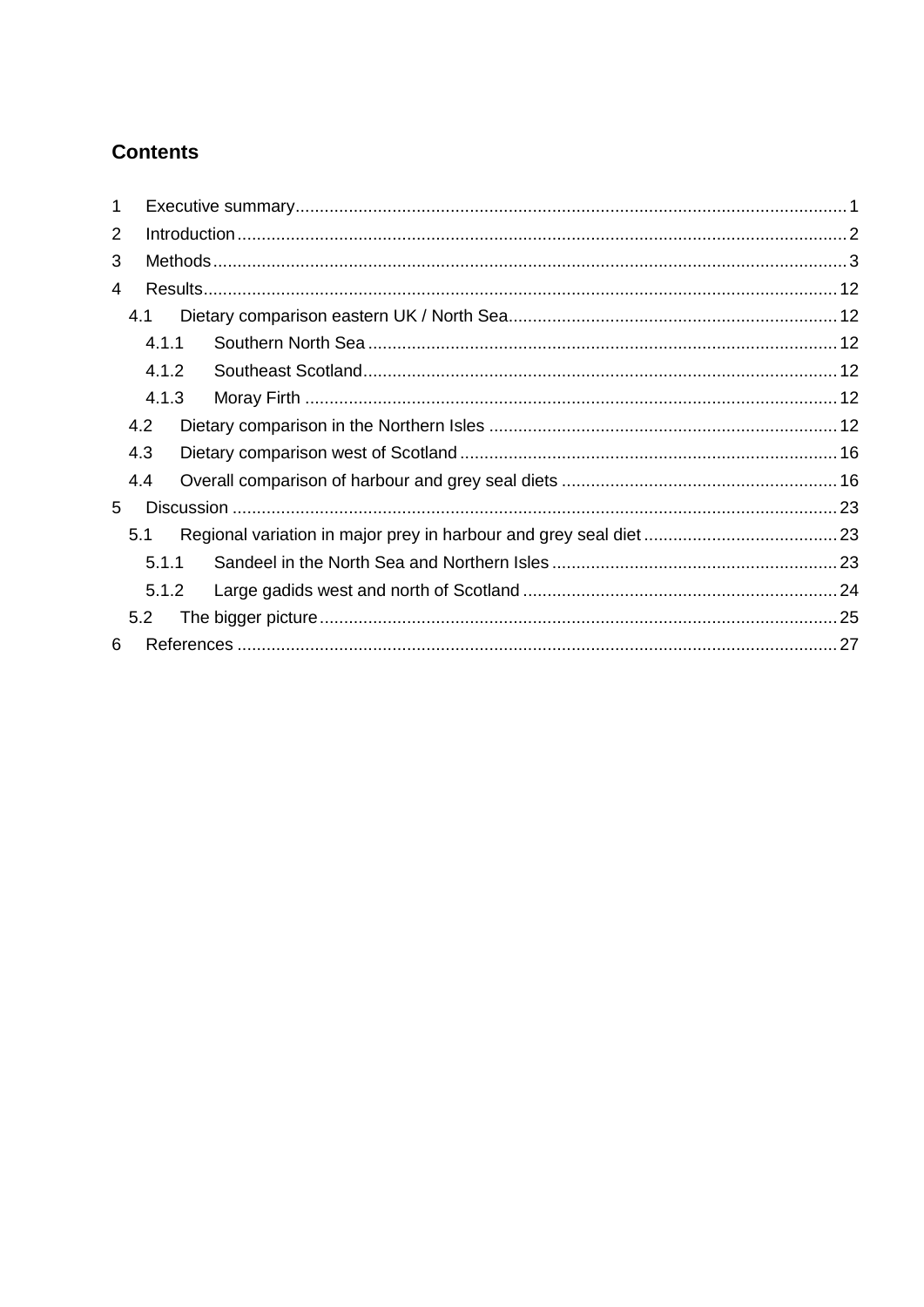## Contents

1 Executive summary ... 1
2 Introduction ... 2
3 Methods ... 3
4 Results ... 12
  4.1 Dietary comparison eastern UK / North Sea ... 12
    4.1.1 Southern North Sea ... 12
    4.1.2 Southeast Scotland ... 12
    4.1.3 Moray Firth ... 12
  4.2 Dietary comparison in the Northern Isles ... 12
  4.3 Dietary comparison west of Scotland ... 16
  4.4 Overall comparison of harbour and grey seal diets ... 16
5 Discussion ... 23
  5.1 Regional variation in major prey in harbour and grey seal diet ... 23
    5.1.1 Sandeel in the North Sea and Northern Isles ... 23
    5.1.2 Large gadids west and north of Scotland ... 24
  5.2 The bigger picture ... 25
6 References ... 27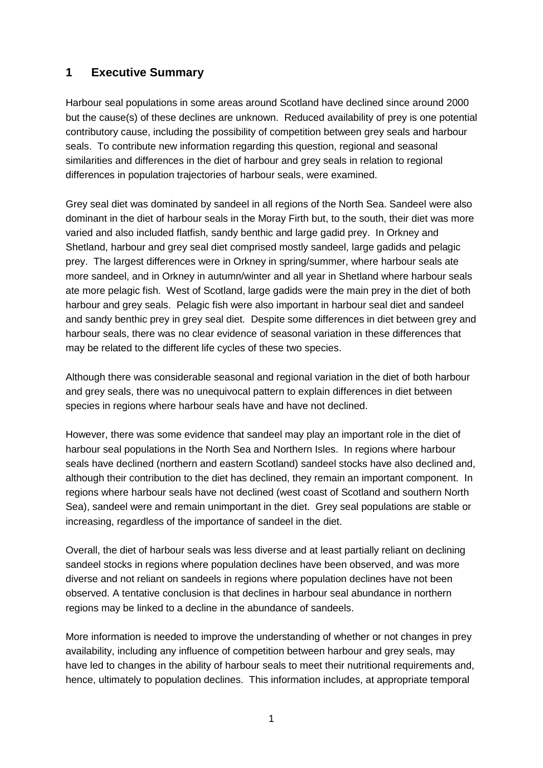## 1 Executive Summary

Harbour seal populations in some areas around Scotland have declined since around 2000 but the cause(s) of these declines are unknown. Reduced availability of prey is one potential contributory cause, including the possibility of competition between grey seals and harbour seals. To contribute new information regarding this question, regional and seasonal similarities and differences in the diet of harbour and grey seals in relation to regional differences in population trajectories of harbour seals, were examined.

Grey seal diet was dominated by sandeel in all regions of the North Sea. Sandeel were also dominant in the diet of harbour seals in the Moray Firth but, to the south, their diet was more varied and also included flatfish, sandy benthic and large gadid prey. In Orkney and Shetland, harbour and grey seal diet comprised mostly sandeel, large gadids and pelagic prey. The largest differences were in Orkney in spring/summer, where harbour seals ate more sandeel, and in Orkney in autumn/winter and all year in Shetland where harbour seals ate more pelagic fish. West of Scotland, large gadids were the main prey in the diet of both harbour and grey seals. Pelagic fish were also important in harbour seal diet and sandeel and sandy benthic prey in grey seal diet. Despite some differences in diet between grey and harbour seals, there was no clear evidence of seasonal variation in these differences that may be related to the different life cycles of these two species.

Although there was considerable seasonal and regional variation in the diet of both harbour and grey seals, there was no unequivocal pattern to explain differences in diet between species in regions where harbour seals have and have not declined.

However, there was some evidence that sandeel may play an important role in the diet of harbour seal populations in the North Sea and Northern Isles. In regions where harbour seals have declined (northern and eastern Scotland) sandeel stocks have also declined and, although their contribution to the diet has declined, they remain an important component. In regions where harbour seals have not declined (west coast of Scotland and southern North Sea), sandeel were and remain unimportant in the diet. Grey seal populations are stable or increasing, regardless of the importance of sandeel in the diet.

Overall, the diet of harbour seals was less diverse and at least partially reliant on declining sandeel stocks in regions where population declines have been observed, and was more diverse and not reliant on sandeels in regions where population declines have not been observed. A tentative conclusion is that declines in harbour seal abundance in northern regions may be linked to a decline in the abundance of sandeels.

More information is needed to improve the understanding of whether or not changes in prey availability, including any influence of competition between harbour and grey seals, may have led to changes in the ability of harbour seals to meet their nutritional requirements and, hence, ultimately to population declines. This information includes, at appropriate temporal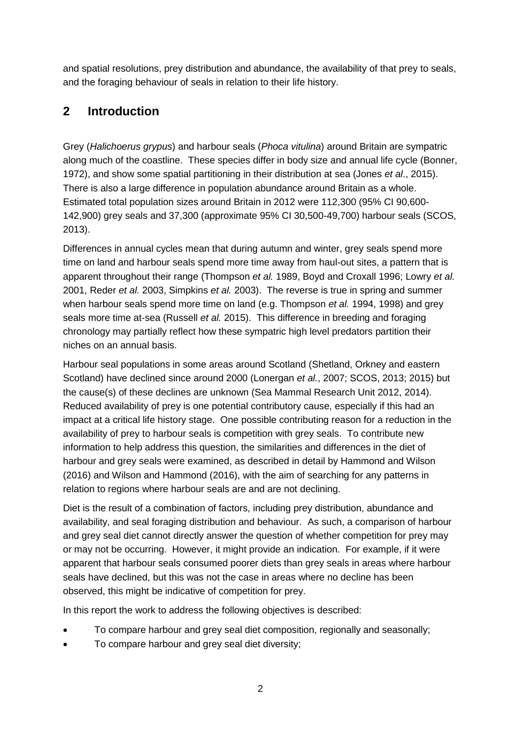and spatial resolutions, prey distribution and abundance, the availability of that prey to seals, and the foraging behaviour of seals in relation to their life history.

## 2 Introduction

Grey (*Halichoerus grypus*) and harbour seals (*Phoca vitulina*) around Britain are sympatric along much of the coastline. These species differ in body size and annual life cycle (Bonner, 1972), and show some spatial partitioning in their distribution at sea (Jones *et al*., 2015). There is also a large difference in population abundance around Britain as a whole. Estimated total population sizes around Britain in 2012 were 112,300 (95% CI 90,600-142,900) grey seals and 37,300 (approximate 95% CI 30,500-49,700) harbour seals (SCOS, 2013).

Differences in annual cycles mean that during autumn and winter, grey seals spend more time on land and harbour seals spend more time away from haul-out sites, a pattern that is apparent throughout their range (Thompson *et al.* 1989, Boyd and Croxall 1996; Lowry *et al.* 2001, Reder *et al.* 2003, Simpkins *et al.* 2003). The reverse is true in spring and summer when harbour seals spend more time on land (e.g. Thompson *et al.* 1994, 1998) and grey seals more time at-sea (Russell *et al.* 2015). This difference in breeding and foraging chronology may partially reflect how these sympatric high level predators partition their niches on an annual basis.

Harbour seal populations in some areas around Scotland (Shetland, Orkney and eastern Scotland) have declined since around 2000 (Lonergan *et al.*, 2007; SCOS, 2013; 2015) but the cause(s) of these declines are unknown (Sea Mammal Research Unit 2012, 2014). Reduced availability of prey is one potential contributory cause, especially if this had an impact at a critical life history stage. One possible contributing reason for a reduction in the availability of prey to harbour seals is competition with grey seals. To contribute new information to help address this question, the similarities and differences in the diet of harbour and grey seals were examined, as described in detail by Hammond and Wilson (2016) and Wilson and Hammond (2016), with the aim of searching for any patterns in relation to regions where harbour seals are and are not declining.

Diet is the result of a combination of factors, including prey distribution, abundance and availability, and seal foraging distribution and behaviour. As such, a comparison of harbour and grey seal diet cannot directly answer the question of whether competition for prey may or may not be occurring. However, it might provide an indication. For example, if it were apparent that harbour seals consumed poorer diets than grey seals in areas where harbour seals have declined, but this was not the case in areas where no decline has been observed, this might be indicative of competition for prey.

In this report the work to address the following objectives is described:

- To compare harbour and grey seal diet composition, regionally and seasonally;
- To compare harbour and grey seal diet diversity;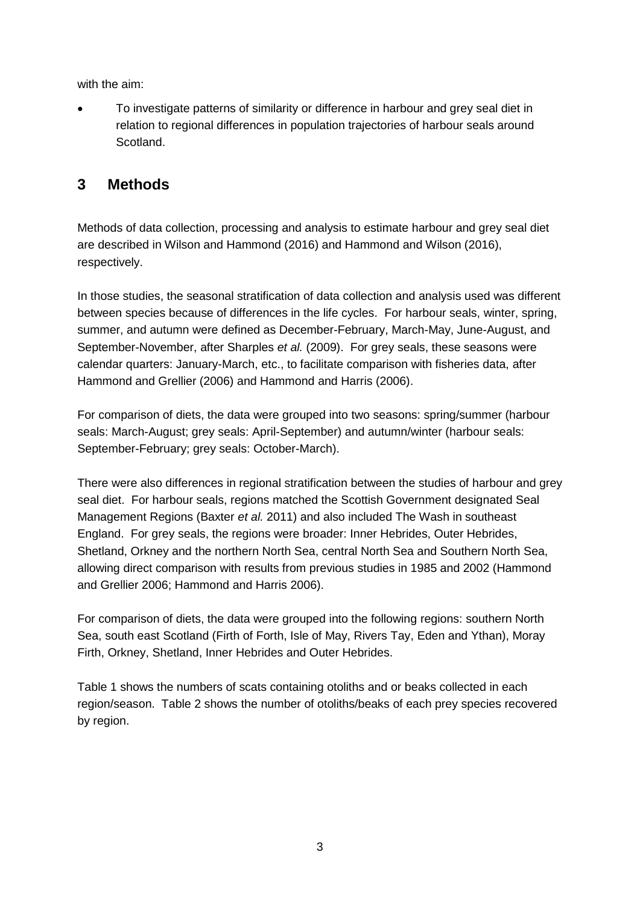with the aim:

- To investigate patterns of similarity or difference in harbour and grey seal diet in relation to regional differences in population trajectories of harbour seals around Scotland.

## 3 Methods

Methods of data collection, processing and analysis to estimate harbour and grey seal diet are described in Wilson and Hammond (2016) and Hammond and Wilson (2016), respectively.

In those studies, the seasonal stratification of data collection and analysis used was different between species because of differences in the life cycles. For harbour seals, winter, spring, summer, and autumn were defined as December-February, March-May, June-August, and September-November, after Sharples *et al.* (2009). For grey seals, these seasons were calendar quarters: January-March, etc., to facilitate comparison with fisheries data, after Hammond and Grellier (2006) and Hammond and Harris (2006).

For comparison of diets, the data were grouped into two seasons: spring/summer (harbour seals: March-August; grey seals: April-September) and autumn/winter (harbour seals: September-February; grey seals: October-March).

There were also differences in regional stratification between the studies of harbour and grey seal diet. For harbour seals, regions matched the Scottish Government designated Seal Management Regions (Baxter *et al.* 2011) and also included The Wash in southeast England. For grey seals, the regions were broader: Inner Hebrides, Outer Hebrides, Shetland, Orkney and the northern North Sea, central North Sea and Southern North Sea, allowing direct comparison with results from previous studies in 1985 and 2002 (Hammond and Grellier 2006; Hammond and Harris 2006).

For comparison of diets, the data were grouped into the following regions: southern North Sea, south east Scotland (Firth of Forth, Isle of May, Rivers Tay, Eden and Ythan), Moray Firth, Orkney, Shetland, Inner Hebrides and Outer Hebrides.

Table 1 shows the numbers of scats containing otoliths and or beaks collected in each region/season. Table 2 shows the number of otoliths/beaks of each prey species recovered by region.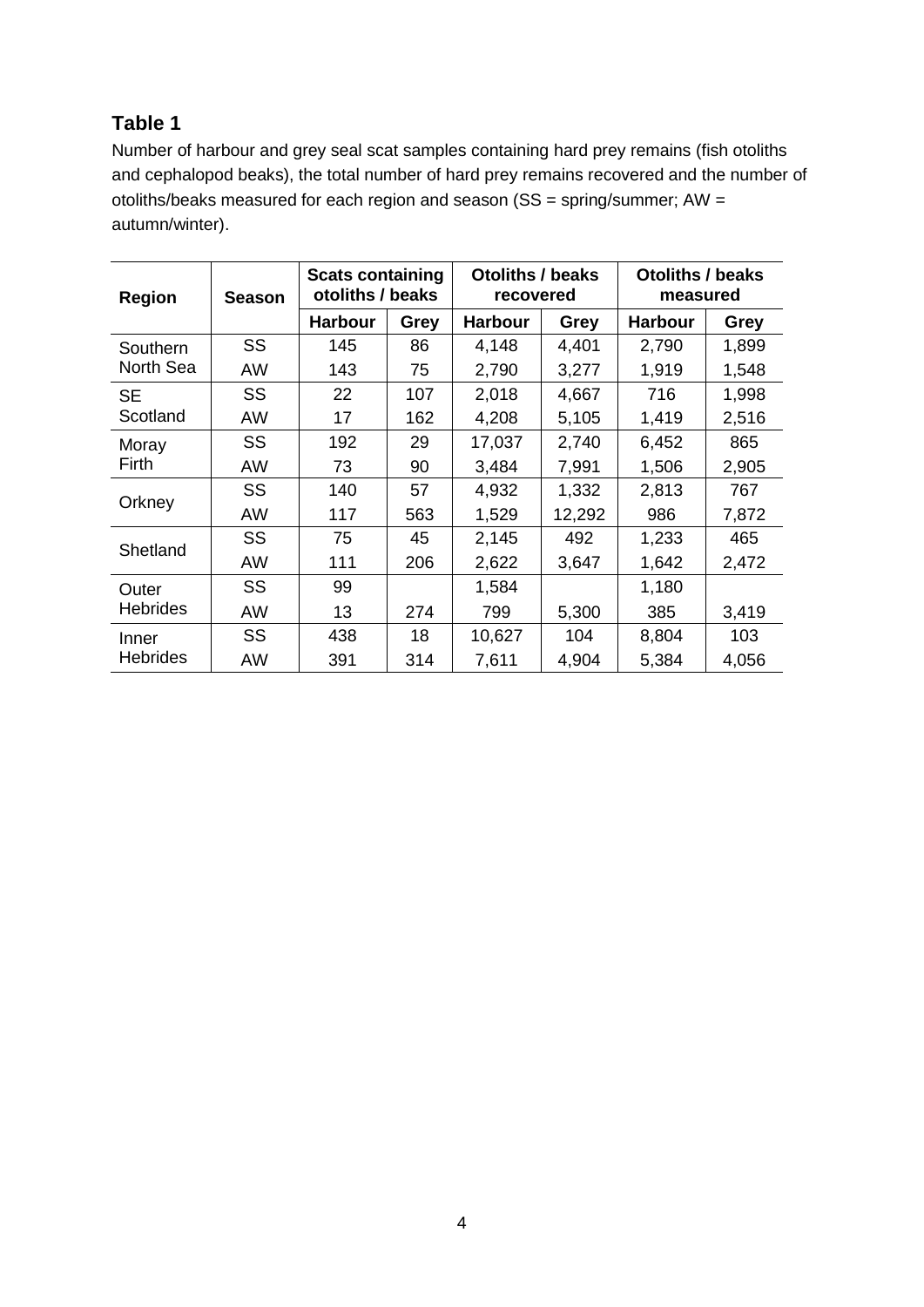**Table 1**

Number of harbour and grey seal scat samples containing hard prey remains (fish otoliths and cephalopod beaks), the total number of hard prey remains recovered and the number of otoliths/beaks measured for each region and season (SS = spring/summer; AW = autumn/winter).

| Region | Season | Scats containing otoliths / beaks | | Otoliths / beaks recovered | | Otoliths / beaks measured | |
|---|---|---|---|---|---|---|---|
| | | Harbour | Grey | Harbour | Grey | Harbour | Grey |
| Southern North Sea | SS | 145 | 86 | 4,148 | 4,401 | 2,790 | 1,899 |
| | AW | 143 | 75 | 2,790 | 3,277 | 1,919 | 1,548 |
| SE Scotland | SS | 22 | 107 | 2,018 | 4,667 | 716 | 1,998 |
| | AW | 17 | 162 | 4,208 | 5,105 | 1,419 | 2,516 |
| Moray Firth | SS | 192 | 29 | 17,037 | 2,740 | 6,452 | 865 |
| | AW | 73 | 90 | 3,484 | 7,991 | 1,506 | 2,905 |
| Orkney | SS | 140 | 57 | 4,932 | 1,332 | 2,813 | 767 |
| | AW | 117 | 563 | 1,529 | 12,292 | 986 | 7,872 |
| Shetland | SS | 75 | 45 | 2,145 | 492 | 1,233 | 465 |
| | AW | 111 | 206 | 2,622 | 3,647 | 1,642 | 2,472 |
| Outer Hebrides | SS | 99 | | 1,584 | | 1,180 | |
| | AW | 13 | 274 | 799 | 5,300 | 385 | 3,419 |
| Inner Hebrides | SS | 438 | 18 | 10,627 | 104 | 8,804 | 103 |
| | AW | 391 | 314 | 7,611 | 4,904 | 5,384 | 4,056 |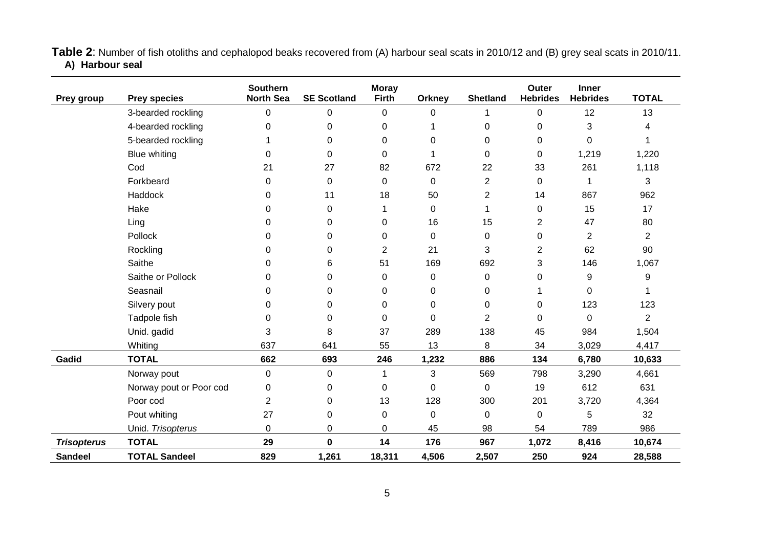**Table 2**: Number of fish otoliths and cephalopod beaks recovered from (A) harbour seal scats in 2010/12 and (B) grey seal scats in 2010/11.

**A) Harbour seal**

| Prey group | Prey species | Southern North Sea | SE Scotland | Moray Firth | Orkney | Shetland | Outer Hebrides | Inner Hebrides | TOTAL |
|---|---|---|---|---|---|---|---|---|---|
| | 3-bearded rockling | 0 | 0 | 0 | 0 | 1 | 0 | 12 | 13 |
| | 4-bearded rockling | 0 | 0 | 0 | 1 | 0 | 0 | 3 | 4 |
| | 5-bearded rockling | 1 | 0 | 0 | 0 | 0 | 0 | 0 | 1 |
| | Blue whiting | 0 | 0 | 0 | 1 | 0 | 0 | 1,219 | 1,220 |
| | Cod | 21 | 27 | 82 | 672 | 22 | 33 | 261 | 1,118 |
| | Forkbeard | 0 | 0 | 0 | 0 | 2 | 0 | 1 | 3 |
| | Haddock | 0 | 11 | 18 | 50 | 2 | 14 | 867 | 962 |
| | Hake | 0 | 0 | 1 | 0 | 1 | 0 | 15 | 17 |
| | Ling | 0 | 0 | 0 | 16 | 15 | 2 | 47 | 80 |
| | Pollock | 0 | 0 | 0 | 0 | 0 | 0 | 2 | 2 |
| | Rockling | 0 | 0 | 2 | 21 | 3 | 2 | 62 | 90 |
| | Saithe | 0 | 6 | 51 | 169 | 692 | 3 | 146 | 1,067 |
| | Saithe or Pollock | 0 | 0 | 0 | 0 | 0 | 0 | 9 | 9 |
| | Seasnail | 0 | 0 | 0 | 0 | 0 | 1 | 0 | 1 |
| | Silvery pout | 0 | 0 | 0 | 0 | 0 | 0 | 123 | 123 |
| | Tadpole fish | 0 | 0 | 0 | 0 | 2 | 0 | 0 | 2 |
| | Unid. gadid | 3 | 8 | 37 | 289 | 138 | 45 | 984 | 1,504 |
| | Whiting | 637 | 641 | 55 | 13 | 8 | 34 | 3,029 | 4,417 |
| **Gadid** | **TOTAL** | **662** | **693** | **246** | **1,232** | **886** | **134** | **6,780** | **10,633** |
| | Norway pout | 0 | 0 | 1 | 3 | 569 | 798 | 3,290 | 4,661 |
| | Norway pout or Poor cod | 0 | 0 | 0 | 0 | 0 | 19 | 612 | 631 |
| | Poor cod | 2 | 0 | 13 | 128 | 300 | 201 | 3,720 | 4,364 |
| | Pout whiting | 27 | 0 | 0 | 0 | 0 | 0 | 5 | 32 |
| | Unid. *Trisopterus* | 0 | 0 | 0 | 45 | 98 | 54 | 789 | 986 |
| ***Trisopterus*** | **TOTAL** | **29** | **0** | **14** | **176** | **967** | **1,072** | **8,416** | **10,674** |
| **Sandeel** | **TOTAL Sandeel** | **829** | **1,261** | **18,311** | **4,506** | **2,507** | **250** | **924** | **28,588** |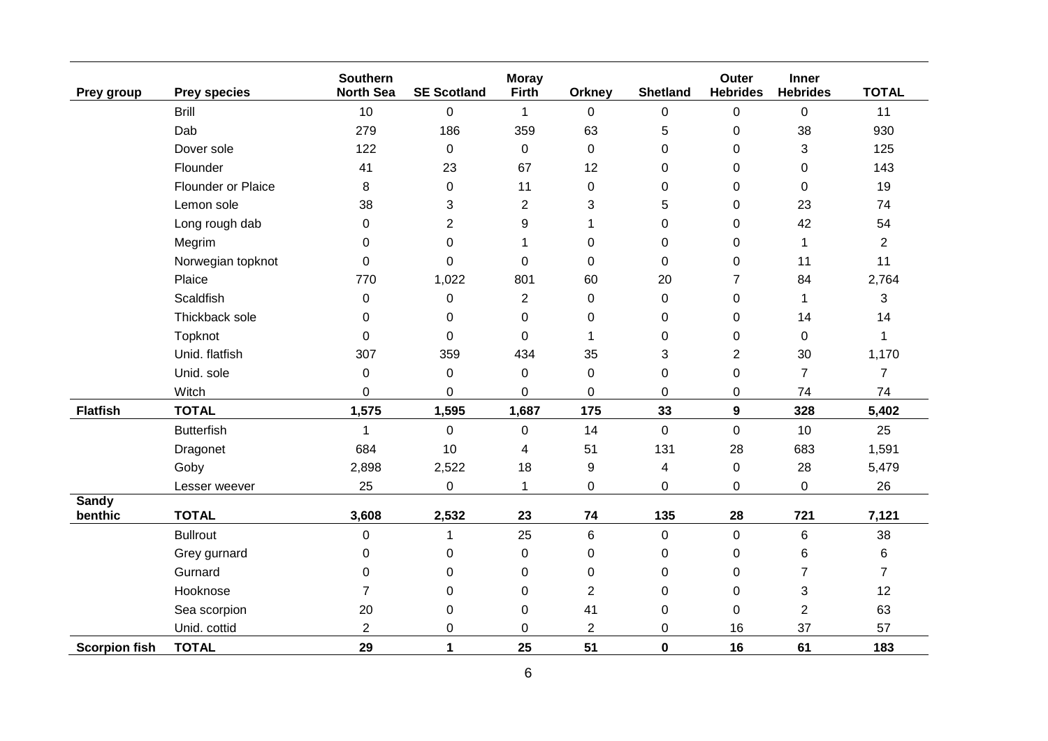| Prey group | Prey species | Southern North Sea | SE Scotland | Moray Firth | Orkney | Shetland | Outer Hebrides | Inner Hebrides | TOTAL |
|---|---|---|---|---|---|---|---|---|---|
| | Brill | 10 | 0 | 1 | 0 | 0 | 0 | 0 | 11 |
| | Dab | 279 | 186 | 359 | 63 | 5 | 0 | 38 | 930 |
| | Dover sole | 122 | 0 | 0 | 0 | 0 | 0 | 3 | 125 |
| | Flounder | 41 | 23 | 67 | 12 | 0 | 0 | 0 | 143 |
| | Flounder or Plaice | 8 | 0 | 11 | 0 | 0 | 0 | 0 | 19 |
| | Lemon sole | 38 | 3 | 2 | 3 | 5 | 0 | 23 | 74 |
| | Long rough dab | 0 | 2 | 9 | 1 | 0 | 0 | 42 | 54 |
| | Megrim | 0 | 0 | 1 | 0 | 0 | 0 | 1 | 2 |
| | Norwegian topknot | 0 | 0 | 0 | 0 | 0 | 0 | 11 | 11 |
| | Plaice | 770 | 1,022 | 801 | 60 | 20 | 7 | 84 | 2,764 |
| | Scaldfish | 0 | 0 | 2 | 0 | 0 | 0 | 1 | 3 |
| | Thickback sole | 0 | 0 | 0 | 0 | 0 | 0 | 14 | 14 |
| | Topknot | 0 | 0 | 0 | 1 | 0 | 0 | 0 | 1 |
| | Unid. flatfish | 307 | 359 | 434 | 35 | 3 | 2 | 30 | 1,170 |
| | Unid. sole | 0 | 0 | 0 | 0 | 0 | 0 | 7 | 7 |
| | Witch | 0 | 0 | 0 | 0 | 0 | 0 | 74 | 74 |
| **Flatfish** | **TOTAL** | **1,575** | **1,595** | **1,687** | **175** | **33** | **9** | **328** | **5,402** |
| | Butterfish | 1 | 0 | 0 | 14 | 0 | 0 | 10 | 25 |
| | Dragonet | 684 | 10 | 4 | 51 | 131 | 28 | 683 | 1,591 |
| | Goby | 2,898 | 2,522 | 18 | 9 | 4 | 0 | 28 | 5,479 |
| | Lesser weever | 25 | 0 | 1 | 0 | 0 | 0 | 0 | 26 |
| **Sandy benthic** | **TOTAL** | **3,608** | **2,532** | **23** | **74** | **135** | **28** | **721** | **7,121** |
| | Bullrout | 0 | 1 | 25 | 6 | 0 | 0 | 6 | 38 |
| | Grey gurnard | 0 | 0 | 0 | 0 | 0 | 0 | 6 | 6 |
| | Gurnard | 0 | 0 | 0 | 0 | 0 | 0 | 7 | 7 |
| | Hooknose | 7 | 0 | 0 | 2 | 0 | 0 | 3 | 12 |
| | Sea scorpion | 20 | 0 | 0 | 41 | 0 | 0 | 2 | 63 |
| | Unid. cottid | 2 | 0 | 0 | 2 | 0 | 16 | 37 | 57 |
| **Scorpion fish** | **TOTAL** | **29** | **1** | **25** | **51** | **0** | **16** | **61** | **183** |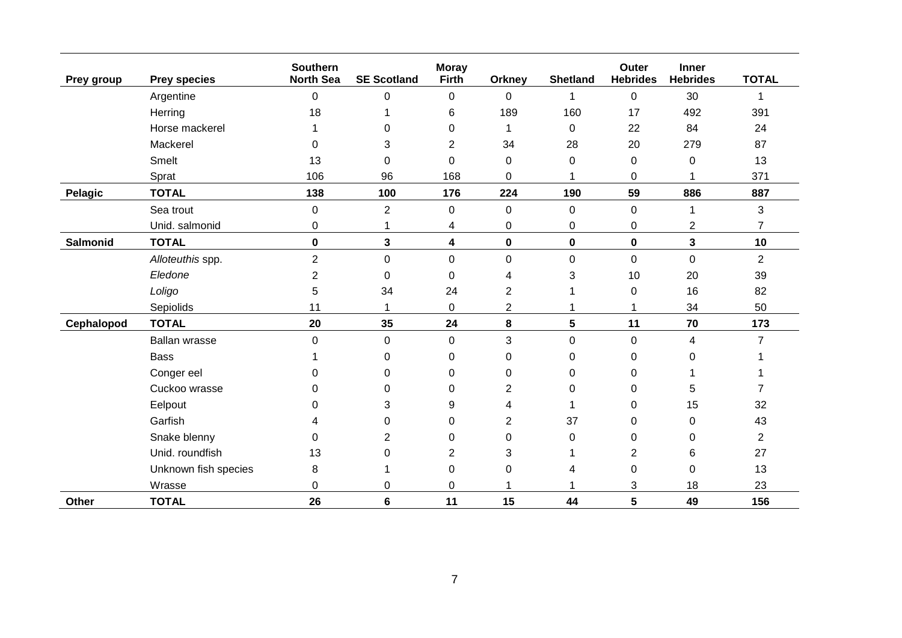| Prey group | Prey species | Southern North Sea | SE Scotland | Moray Firth | Orkney | Shetland | Outer Hebrides | Inner Hebrides | TOTAL |
|---|---|---|---|---|---|---|---|---|---|
| | Argentine | 0 | 0 | 0 | 0 | 1 | 0 | 30 | 1 |
| | Herring | 18 | 1 | 6 | 189 | 160 | 17 | 492 | 391 |
| | Horse mackerel | 1 | 0 | 0 | 1 | 0 | 22 | 84 | 24 |
| | Mackerel | 0 | 3 | 2 | 34 | 28 | 20 | 279 | 87 |
| | Smelt | 13 | 0 | 0 | 0 | 0 | 0 | 0 | 13 |
| | Sprat | 106 | 96 | 168 | 0 | 1 | 0 | 1 | 371 |
| **Pelagic** | **TOTAL** | **138** | **100** | **176** | **224** | **190** | **59** | **886** | **887** |
| | Sea trout | 0 | 2 | 0 | 0 | 0 | 0 | 1 | 3 |
| | Unid. salmonid | 0 | 1 | 4 | 0 | 0 | 0 | 2 | 7 |
| **Salmonid** | **TOTAL** | **0** | **3** | **4** | **0** | **0** | **0** | **3** | **10** |
| | *Alloteuthis* spp. | 2 | 0 | 0 | 0 | 0 | 0 | 0 | 2 |
| | *Eledone* | 2 | 0 | 0 | 4 | 3 | 10 | 20 | 39 |
| | *Loligo* | 5 | 34 | 24 | 2 | 1 | 0 | 16 | 82 |
| | Sepiolids | 11 | 1 | 0 | 2 | 1 | 1 | 34 | 50 |
| **Cephalopod** | **TOTAL** | **20** | **35** | **24** | **8** | **5** | **11** | **70** | **173** |
| | Ballan wrasse | 0 | 0 | 0 | 3 | 0 | 0 | 4 | 7 |
| | Bass | 1 | 0 | 0 | 0 | 0 | 0 | 0 | 1 |
| | Conger eel | 0 | 0 | 0 | 0 | 0 | 0 | 1 | 1 |
| | Cuckoo wrasse | 0 | 0 | 0 | 2 | 0 | 0 | 5 | 7 |
| | Eelpout | 0 | 3 | 9 | 4 | 1 | 0 | 15 | 32 |
| | Garfish | 4 | 0 | 0 | 2 | 37 | 0 | 0 | 43 |
| | Snake blenny | 0 | 2 | 0 | 0 | 0 | 0 | 0 | 2 |
| | Unid. roundfish | 13 | 0 | 2 | 3 | 1 | 2 | 6 | 27 |
| | Unknown fish species | 8 | 1 | 0 | 0 | 4 | 0 | 0 | 13 |
| | Wrasse | 0 | 0 | 0 | 1 | 1 | 3 | 18 | 23 |
| **Other** | **TOTAL** | **26** | **6** | **11** | **15** | **44** | **5** | **49** | **156** |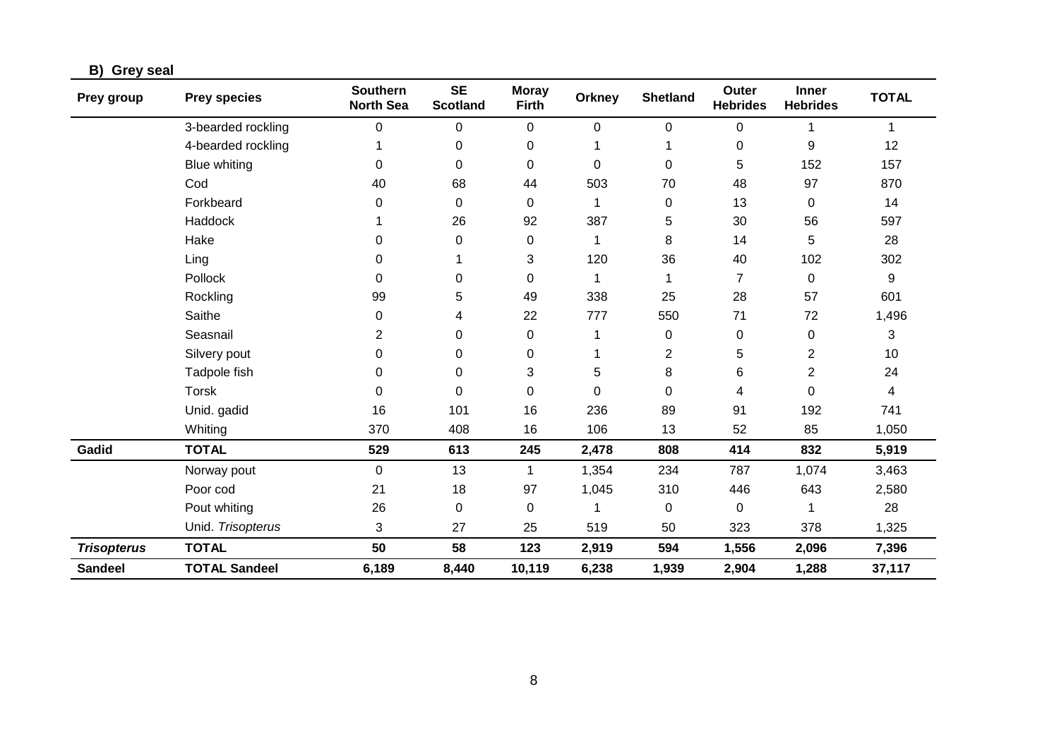**B) Grey seal**

| Prey group | Prey species | Southern North Sea | SE Scotland | Moray Firth | Orkney | Shetland | Outer Hebrides | Inner Hebrides | TOTAL |
|---|---|---|---|---|---|---|---|---|---|
| | 3-bearded rockling | 0 | 0 | 0 | 0 | 0 | 0 | 1 | 1 |
| | 4-bearded rockling | 1 | 0 | 0 | 1 | 1 | 0 | 9 | 12 |
| | Blue whiting | 0 | 0 | 0 | 0 | 0 | 5 | 152 | 157 |
| | Cod | 40 | 68 | 44 | 503 | 70 | 48 | 97 | 870 |
| | Forkbeard | 0 | 0 | 0 | 1 | 0 | 13 | 0 | 14 |
| | Haddock | 1 | 26 | 92 | 387 | 5 | 30 | 56 | 597 |
| | Hake | 0 | 0 | 0 | 1 | 8 | 14 | 5 | 28 |
| | Ling | 0 | 1 | 3 | 120 | 36 | 40 | 102 | 302 |
| | Pollock | 0 | 0 | 0 | 1 | 1 | 7 | 0 | 9 |
| | Rockling | 99 | 5 | 49 | 338 | 25 | 28 | 57 | 601 |
| | Saithe | 0 | 4 | 22 | 777 | 550 | 71 | 72 | 1,496 |
| | Seasnail | 2 | 0 | 0 | 1 | 0 | 0 | 0 | 3 |
| | Silvery pout | 0 | 0 | 0 | 1 | 2 | 5 | 2 | 10 |
| | Tadpole fish | 0 | 0 | 3 | 5 | 8 | 6 | 2 | 24 |
| | Torsk | 0 | 0 | 0 | 0 | 0 | 4 | 0 | 4 |
| | Unid. gadid | 16 | 101 | 16 | 236 | 89 | 91 | 192 | 741 |
| | Whiting | 370 | 408 | 16 | 106 | 13 | 52 | 85 | 1,050 |
| **Gadid** | **TOTAL** | **529** | **613** | **245** | **2,478** | **808** | **414** | **832** | **5,919** |
| | Norway pout | 0 | 13 | 1 | 1,354 | 234 | 787 | 1,074 | 3,463 |
| | Poor cod | 21 | 18 | 97 | 1,045 | 310 | 446 | 643 | 2,580 |
| | Pout whiting | 26 | 0 | 0 | 1 | 0 | 0 | 1 | 28 |
| | Unid. *Trisopterus* | 3 | 27 | 25 | 519 | 50 | 323 | 378 | 1,325 |
| ***Trisopterus*** | **TOTAL** | **50** | **58** | **123** | **2,919** | **594** | **1,556** | **2,096** | **7,396** |
| **Sandeel** | **TOTAL Sandeel** | **6,189** | **8,440** | **10,119** | **6,238** | **1,939** | **2,904** | **1,288** | **37,117** |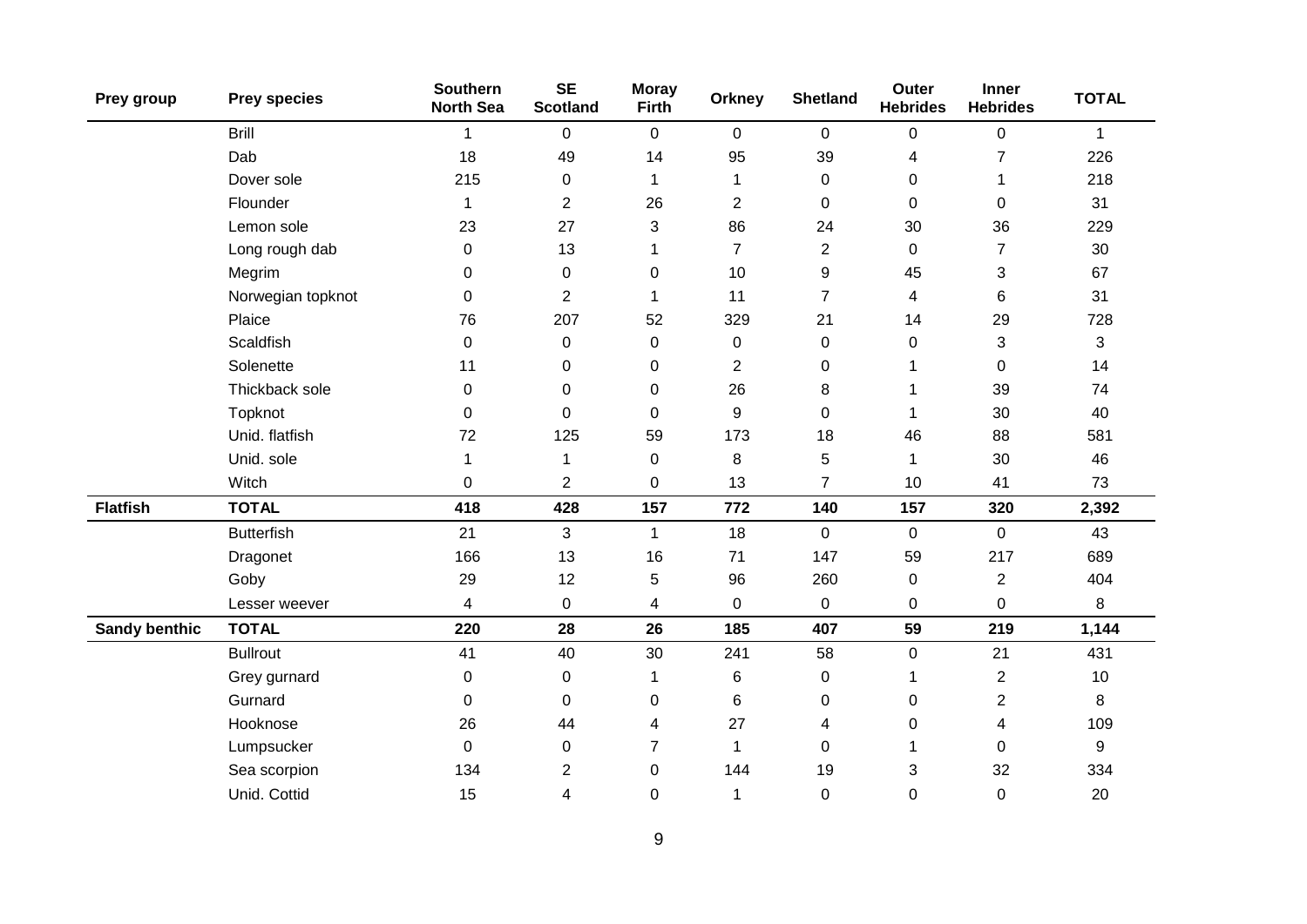| Prey group | Prey species | Southern North Sea | SE Scotland | Moray Firth | Orkney | Shetland | Outer Hebrides | Inner Hebrides | TOTAL |
|---|---|---|---|---|---|---|---|---|---|
| | Brill | 1 | 0 | 0 | 0 | 0 | 0 | 0 | 1 |
| | Dab | 18 | 49 | 14 | 95 | 39 | 4 | 7 | 226 |
| | Dover sole | 215 | 0 | 1 | 1 | 0 | 0 | 1 | 218 |
| | Flounder | 1 | 2 | 26 | 2 | 0 | 0 | 0 | 31 |
| | Lemon sole | 23 | 27 | 3 | 86 | 24 | 30 | 36 | 229 |
| | Long rough dab | 0 | 13 | 1 | 7 | 2 | 0 | 7 | 30 |
| | Megrim | 0 | 0 | 0 | 10 | 9 | 45 | 3 | 67 |
| | Norwegian topknot | 0 | 2 | 1 | 11 | 7 | 4 | 6 | 31 |
| | Plaice | 76 | 207 | 52 | 329 | 21 | 14 | 29 | 728 |
| | Scaldfish | 0 | 0 | 0 | 0 | 0 | 0 | 3 | 3 |
| | Solenette | 11 | 0 | 0 | 2 | 0 | 1 | 0 | 14 |
| | Thickback sole | 0 | 0 | 0 | 26 | 8 | 1 | 39 | 74 |
| | Topknot | 0 | 0 | 0 | 9 | 0 | 1 | 30 | 40 |
| | Unid. flatfish | 72 | 125 | 59 | 173 | 18 | 46 | 88 | 581 |
| | Unid. sole | 1 | 1 | 0 | 8 | 5 | 1 | 30 | 46 |
| | Witch | 0 | 2 | 0 | 13 | 7 | 10 | 41 | 73 |
| **Flatfish** | **TOTAL** | **418** | **428** | **157** | **772** | **140** | **157** | **320** | **2,392** |
| | Butterfish | 21 | 3 | 1 | 18 | 0 | 0 | 0 | 43 |
| | Dragonet | 166 | 13 | 16 | 71 | 147 | 59 | 217 | 689 |
| | Goby | 29 | 12 | 5 | 96 | 260 | 0 | 2 | 404 |
| | Lesser weever | 4 | 0 | 4 | 0 | 0 | 0 | 0 | 8 |
| **Sandy benthic** | **TOTAL** | **220** | **28** | **26** | **185** | **407** | **59** | **219** | **1,144** |
| | Bullrout | 41 | 40 | 30 | 241 | 58 | 0 | 21 | 431 |
| | Grey gurnard | 0 | 0 | 1 | 6 | 0 | 1 | 2 | 10 |
| | Gurnard | 0 | 0 | 0 | 6 | 0 | 0 | 2 | 8 |
| | Hooknose | 26 | 44 | 4 | 27 | 4 | 0 | 4 | 109 |
| | Lumpsucker | 0 | 0 | 7 | 1 | 0 | 1 | 0 | 9 |
| | Sea scorpion | 134 | 2 | 0 | 144 | 19 | 3 | 32 | 334 |
| | Unid. Cottid | 15 | 4 | 0 | 1 | 0 | 0 | 0 | 20 |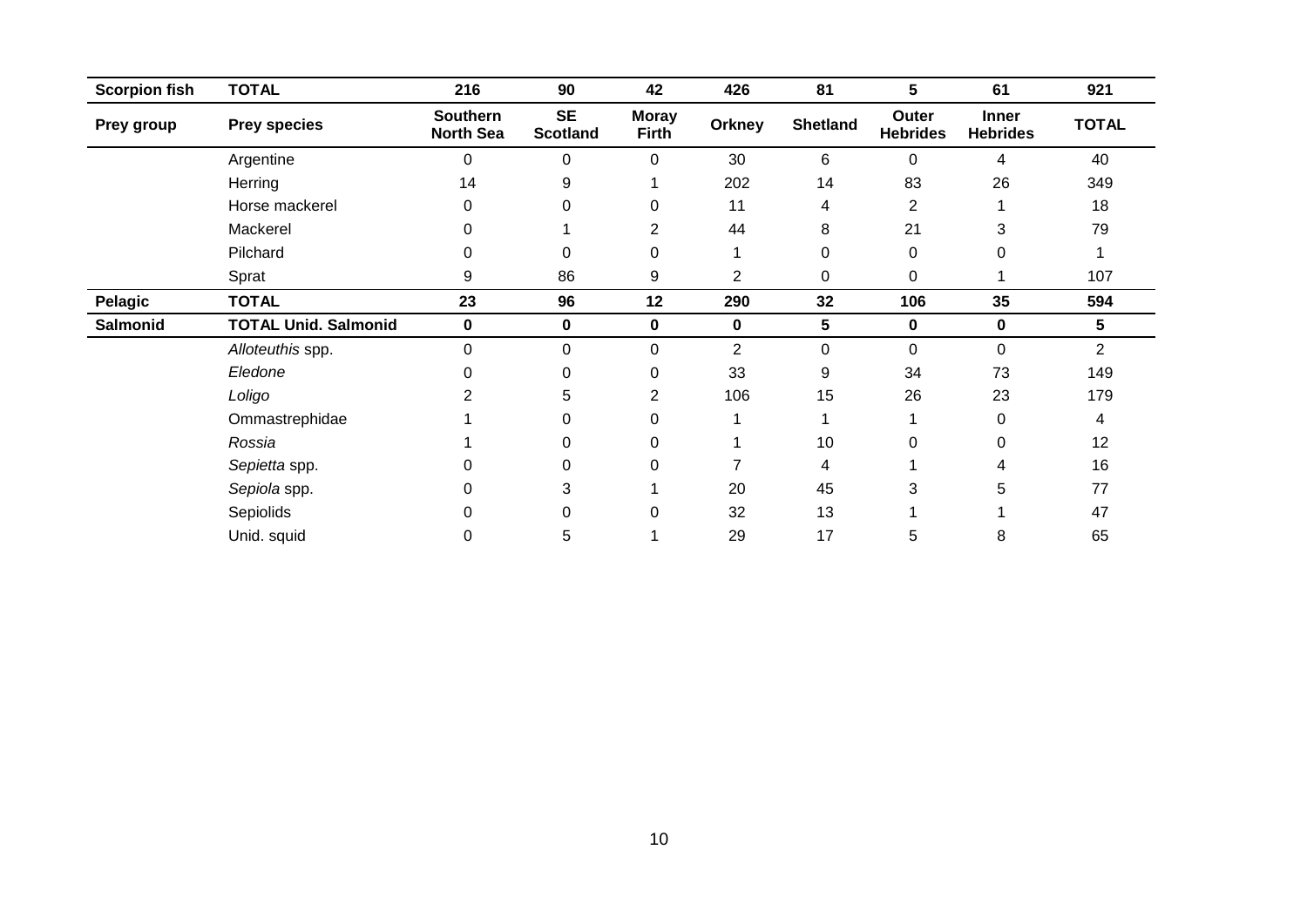| Scorpion fish | TOTAL | 216 | 90 | 42 | 426 | 81 | 5 | 61 | 921 |
|---|---|---|---|---|---|---|---|---|---|
| **Prey group** | **Prey species** | **Southern North Sea** | **SE Scotland** | **Moray Firth** | **Orkney** | **Shetland** | **Outer Hebrides** | **Inner Hebrides** | **TOTAL** |
| | Argentine | 0 | 0 | 0 | 30 | 6 | 0 | 4 | 40 |
| | Herring | 14 | 9 | 1 | 202 | 14 | 83 | 26 | 349 |
| | Horse mackerel | 0 | 0 | 0 | 11 | 4 | 2 | 1 | 18 |
| | Mackerel | 0 | 1 | 2 | 44 | 8 | 21 | 3 | 79 |
| | Pilchard | 0 | 0 | 0 | 1 | 0 | 0 | 0 | 1 |
| | Sprat | 9 | 86 | 9 | 2 | 0 | 0 | 1 | 107 |
| **Pelagic** | **TOTAL** | **23** | **96** | **12** | **290** | **32** | **106** | **35** | **594** |
| **Salmonid** | **TOTAL Unid. Salmonid** | **0** | **0** | **0** | **0** | **5** | **0** | **0** | **5** |
| | *Alloteuthis* spp. | 0 | 0 | 0 | 2 | 0 | 0 | 0 | 2 |
| | *Eledone* | 0 | 0 | 0 | 33 | 9 | 34 | 73 | 149 |
| | *Loligo* | 2 | 5 | 2 | 106 | 15 | 26 | 23 | 179 |
| | Ommastrephidae | 1 | 0 | 0 | 1 | 1 | 1 | 0 | 4 |
| | *Rossia* | 1 | 0 | 0 | 1 | 10 | 0 | 0 | 12 |
| | *Sepietta* spp. | 0 | 0 | 0 | 7 | 4 | 1 | 4 | 16 |
| | *Sepiola* spp. | 0 | 3 | 1 | 20 | 45 | 3 | 5 | 77 |
| | Sepiolids | 0 | 0 | 0 | 32 | 13 | 1 | 1 | 47 |
| | Unid. squid | 0 | 5 | 1 | 29 | 17 | 5 | 8 | 65 |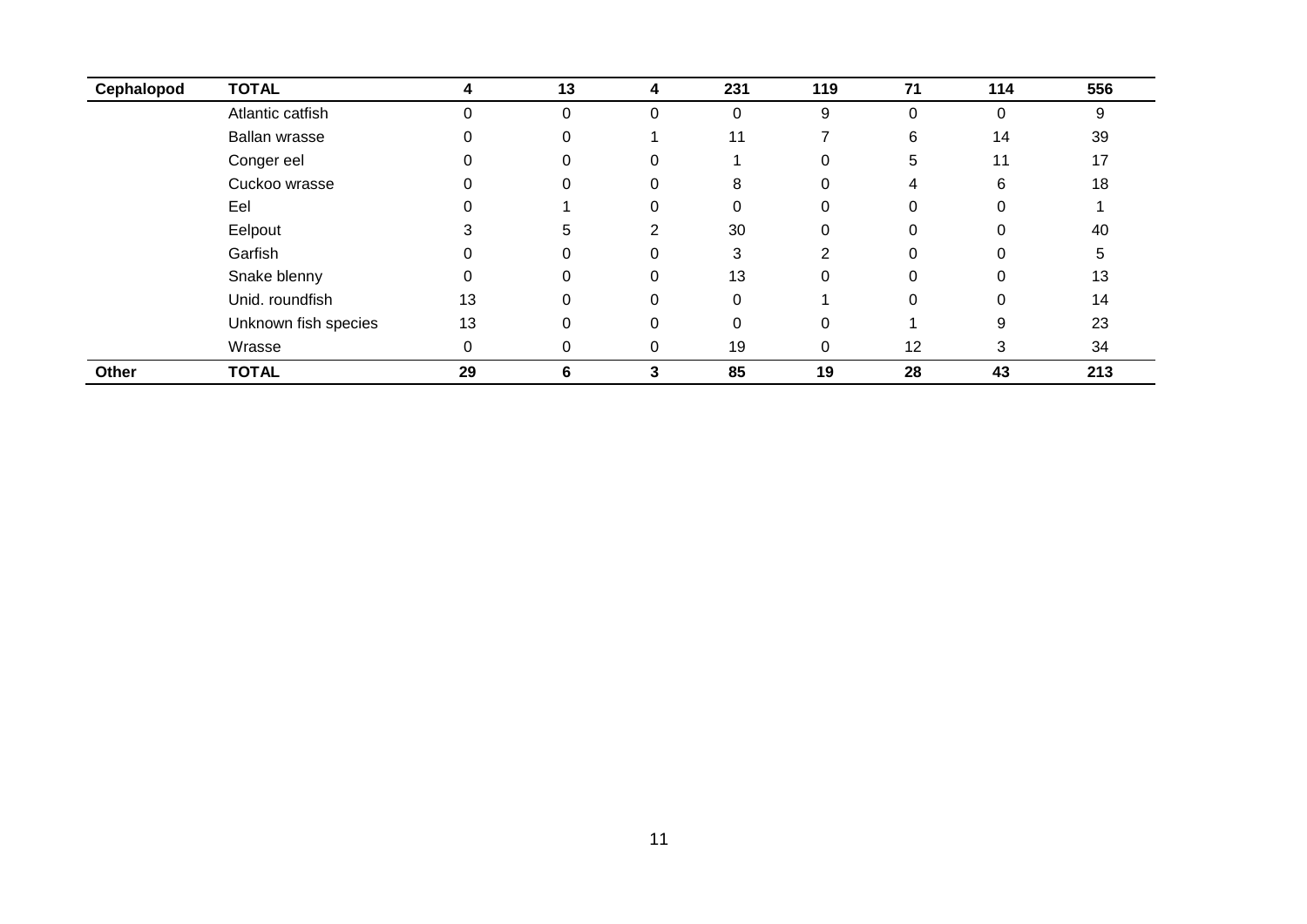| Cephalopod | TOTAL | 4 | 13 | 4 | 231 | 119 | 71 | 114 | 556 |
|---|---|---|---|---|---|---|---|---|---|
| | Atlantic catfish | 0 | 0 | 0 | 0 | 9 | 0 | 0 | 9 |
| | Ballan wrasse | 0 | 0 | 1 | 11 | 7 | 6 | 14 | 39 |
| | Conger eel | 0 | 0 | 0 | 1 | 0 | 5 | 11 | 17 |
| | Cuckoo wrasse | 0 | 0 | 0 | 8 | 0 | 4 | 6 | 18 |
| | Eel | 0 | 1 | 0 | 0 | 0 | 0 | 0 | 1 |
| | Eelpout | 3 | 5 | 2 | 30 | 0 | 0 | 0 | 40 |
| | Garfish | 0 | 0 | 0 | 3 | 2 | 0 | 0 | 5 |
| | Snake blenny | 0 | 0 | 0 | 13 | 0 | 0 | 0 | 13 |
| | Unid. roundfish | 13 | 0 | 0 | 0 | 1 | 0 | 0 | 14 |
| | Unknown fish species | 13 | 0 | 0 | 0 | 0 | 1 | 9 | 23 |
| | Wrasse | 0 | 0 | 0 | 19 | 0 | 12 | 3 | 34 |
| **Other** | **TOTAL** | **29** | **6** | **3** | **85** | **19** | **28** | **43** | **213** |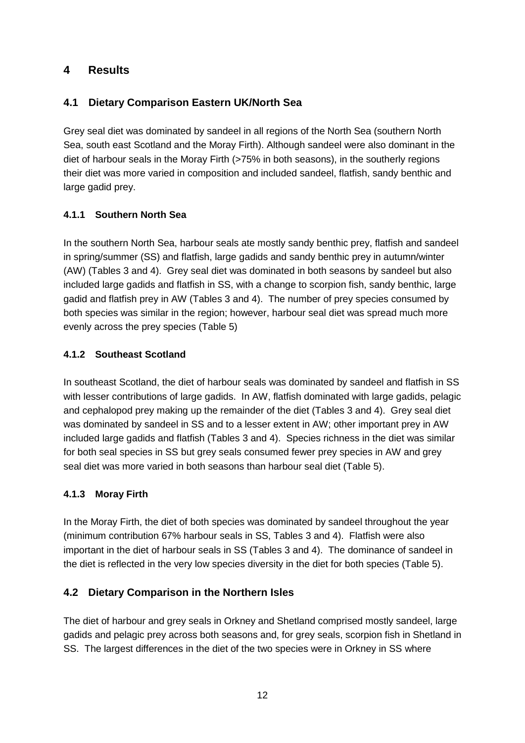# 4 Results

## 4.1 Dietary Comparison Eastern UK/North Sea

Grey seal diet was dominated by sandeel in all regions of the North Sea (southern North Sea, south east Scotland and the Moray Firth). Although sandeel were also dominant in the diet of harbour seals in the Moray Firth (>75% in both seasons), in the southerly regions their diet was more varied in composition and included sandeel, flatfish, sandy benthic and large gadid prey.

### 4.1.1 Southern North Sea

In the southern North Sea, harbour seals ate mostly sandy benthic prey, flatfish and sandeel in spring/summer (SS) and flatfish, large gadids and sandy benthic prey in autumn/winter (AW) (Tables 3 and 4). Grey seal diet was dominated in both seasons by sandeel but also included large gadids and flatfish in SS, with a change to scorpion fish, sandy benthic, large gadid and flatfish prey in AW (Tables 3 and 4). The number of prey species consumed by both species was similar in the region; however, harbour seal diet was spread much more evenly across the prey species (Table 5)

### 4.1.2 Southeast Scotland

In southeast Scotland, the diet of harbour seals was dominated by sandeel and flatfish in SS with lesser contributions of large gadids. In AW, flatfish dominated with large gadids, pelagic and cephalopod prey making up the remainder of the diet (Tables 3 and 4). Grey seal diet was dominated by sandeel in SS and to a lesser extent in AW; other important prey in AW included large gadids and flatfish (Tables 3 and 4). Species richness in the diet was similar for both seal species in SS but grey seals consumed fewer prey species in AW and grey seal diet was more varied in both seasons than harbour seal diet (Table 5).

### 4.1.3 Moray Firth

In the Moray Firth, the diet of both species was dominated by sandeel throughout the year (minimum contribution 67% harbour seals in SS, Tables 3 and 4). Flatfish were also important in the diet of harbour seals in SS (Tables 3 and 4). The dominance of sandeel in the diet is reflected in the very low species diversity in the diet for both species (Table 5).

## 4.2 Dietary Comparison in the Northern Isles

The diet of harbour and grey seals in Orkney and Shetland comprised mostly sandeel, large gadids and pelagic prey across both seasons and, for grey seals, scorpion fish in Shetland in SS. The largest differences in the diet of the two species were in Orkney in SS where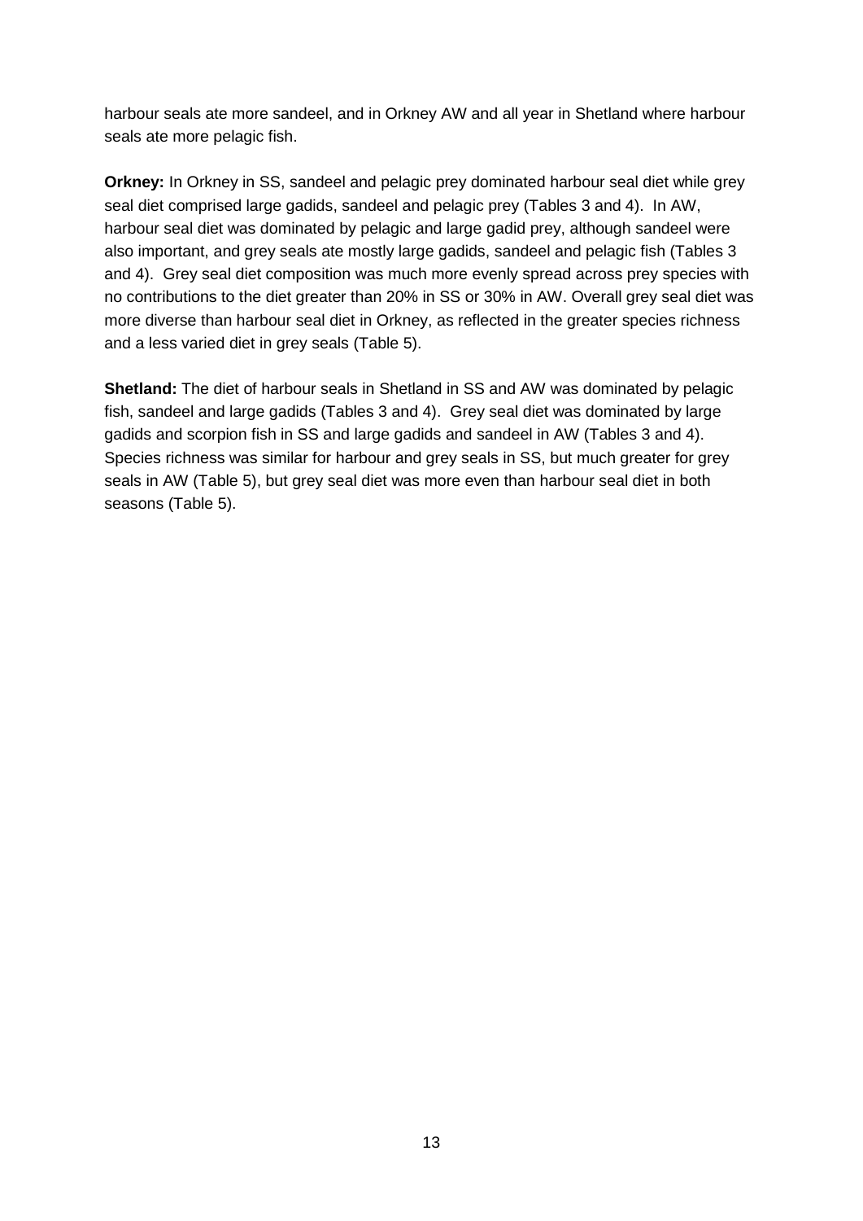harbour seals ate more sandeel, and in Orkney AW and all year in Shetland where harbour seals ate more pelagic fish.

**Orkney:** In Orkney in SS, sandeel and pelagic prey dominated harbour seal diet while grey seal diet comprised large gadids, sandeel and pelagic prey (Tables 3 and 4). In AW, harbour seal diet was dominated by pelagic and large gadid prey, although sandeel were also important, and grey seals ate mostly large gadids, sandeel and pelagic fish (Tables 3 and 4). Grey seal diet composition was much more evenly spread across prey species with no contributions to the diet greater than 20% in SS or 30% in AW. Overall grey seal diet was more diverse than harbour seal diet in Orkney, as reflected in the greater species richness and a less varied diet in grey seals (Table 5).

**Shetland:** The diet of harbour seals in Shetland in SS and AW was dominated by pelagic fish, sandeel and large gadids (Tables 3 and 4). Grey seal diet was dominated by large gadids and scorpion fish in SS and large gadids and sandeel in AW (Tables 3 and 4). Species richness was similar for harbour and grey seals in SS, but much greater for grey seals in AW (Table 5), but grey seal diet was more even than harbour seal diet in both seasons (Table 5).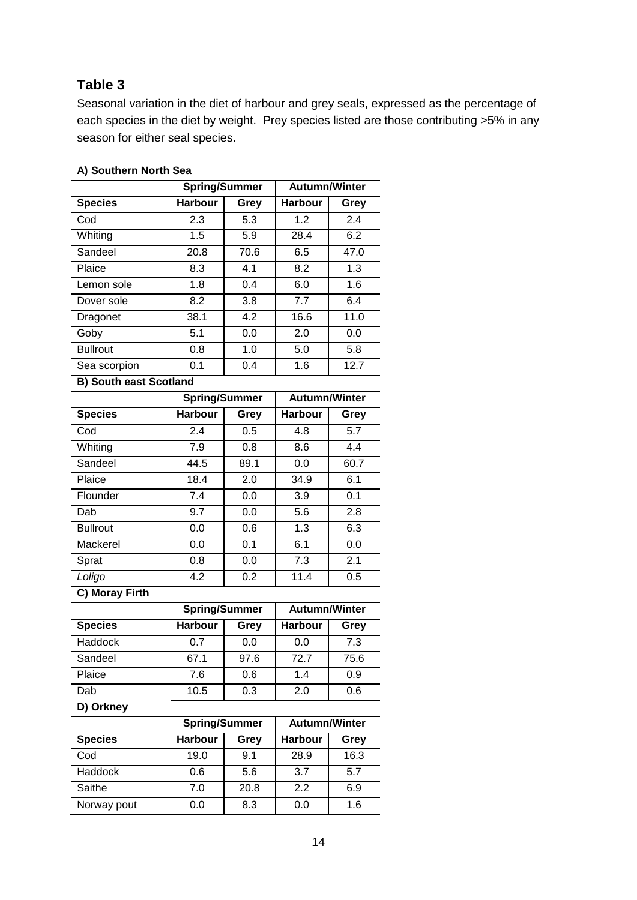## Table 3

Seasonal variation in the diet of harbour and grey seals, expressed as the percentage of each species in the diet by weight. Prey species listed are those contributing >5% in any season for either seal species.

**A) Southern North Sea**

| | Spring/Summer | | Autumn/Winter | |
|---|---|---|---|---|
| **Species** | **Harbour** | **Grey** | **Harbour** | **Grey** |
| Cod | 2.3 | 5.3 | 1.2 | 2.4 |
| Whiting | 1.5 | 5.9 | 28.4 | 6.2 |
| Sandeel | 20.8 | 70.6 | 6.5 | 47.0 |
| Plaice | 8.3 | 4.1 | 8.2 | 1.3 |
| Lemon sole | 1.8 | 0.4 | 6.0 | 1.6 |
| Dover sole | 8.2 | 3.8 | 7.7 | 6.4 |
| Dragonet | 38.1 | 4.2 | 16.6 | 11.0 |
| Goby | 5.1 | 0.0 | 2.0 | 0.0 |
| Bullrout | 0.8 | 1.0 | 5.0 | 5.8 |
| Sea scorpion | 0.1 | 0.4 | 1.6 | 12.7 |

**B) South east Scotland**

| | Spring/Summer | | Autumn/Winter | |
|---|---|---|---|---|
| **Species** | **Harbour** | **Grey** | **Harbour** | **Grey** |
| Cod | 2.4 | 0.5 | 4.8 | 5.7 |
| Whiting | 7.9 | 0.8 | 8.6 | 4.4 |
| Sandeel | 44.5 | 89.1 | 0.0 | 60.7 |
| Plaice | 18.4 | 2.0 | 34.9 | 6.1 |
| Flounder | 7.4 | 0.0 | 3.9 | 0.1 |
| Dab | 9.7 | 0.0 | 5.6 | 2.8 |
| Bullrout | 0.0 | 0.6 | 1.3 | 6.3 |
| Mackerel | 0.0 | 0.1 | 6.1 | 0.0 |
| Sprat | 0.8 | 0.0 | 7.3 | 2.1 |
| *Loligo* | 4.2 | 0.2 | 11.4 | 0.5 |

**C) Moray Firth**

| | Spring/Summer | | Autumn/Winter | |
|---|---|---|---|---|
| **Species** | **Harbour** | **Grey** | **Harbour** | **Grey** |
| Haddock | 0.7 | 0.0 | 0.0 | 7.3 |
| Sandeel | 67.1 | 97.6 | 72.7 | 75.6 |
| Plaice | 7.6 | 0.6 | 1.4 | 0.9 |
| Dab | 10.5 | 0.3 | 2.0 | 0.6 |

**D) Orkney**

| | Spring/Summer | | Autumn/Winter | |
|---|---|---|---|---|
| **Species** | **Harbour** | **Grey** | **Harbour** | **Grey** |
| Cod | 19.0 | 9.1 | 28.9 | 16.3 |
| Haddock | 0.6 | 5.6 | 3.7 | 5.7 |
| Saithe | 7.0 | 20.8 | 2.2 | 6.9 |
| Norway pout | 0.0 | 8.3 | 0.0 | 1.6 |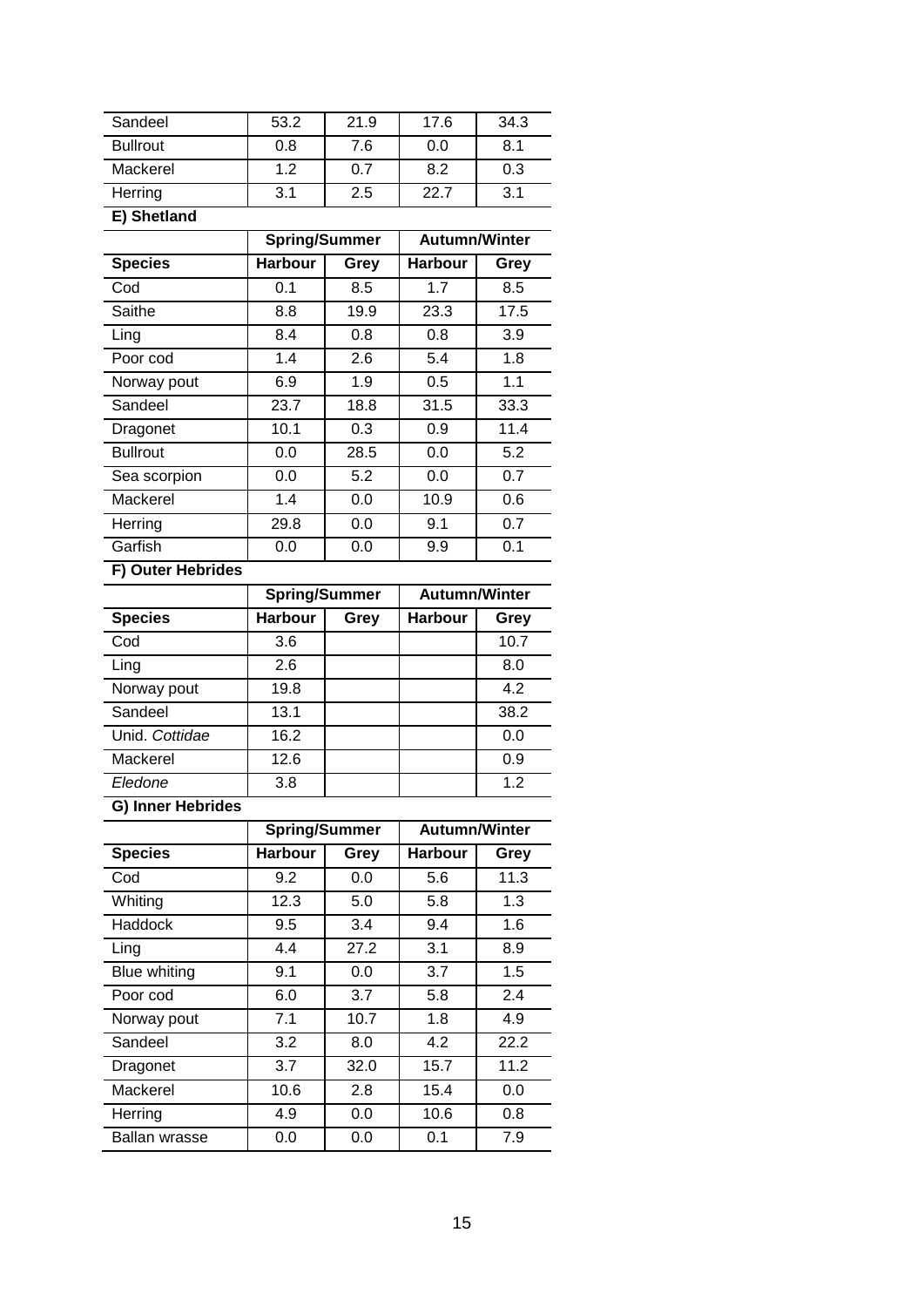| | | | | |
|---|---|---|---|---|
| Sandeel | 53.2 | 21.9 | 17.6 | 34.3 |
| Bullrout | 0.8 | 7.6 | 0.0 | 8.1 |
| Mackerel | 1.2 | 0.7 | 8.2 | 0.3 |
| Herring | 3.1 | 2.5 | 22.7 | 3.1 |

**E) Shetland**

| | Spring/Summer | | Autumn/Winter | |
|---|---|---|---|---|
| **Species** | **Harbour** | **Grey** | **Harbour** | **Grey** |
| Cod | 0.1 | 8.5 | 1.7 | 8.5 |
| Saithe | 8.8 | 19.9 | 23.3 | 17.5 |
| Ling | 8.4 | 0.8 | 0.8 | 3.9 |
| Poor cod | 1.4 | 2.6 | 5.4 | 1.8 |
| Norway pout | 6.9 | 1.9 | 0.5 | 1.1 |
| Sandeel | 23.7 | 18.8 | 31.5 | 33.3 |
| Dragonet | 10.1 | 0.3 | 0.9 | 11.4 |
| Bullrout | 0.0 | 28.5 | 0.0 | 5.2 |
| Sea scorpion | 0.0 | 5.2 | 0.0 | 0.7 |
| Mackerel | 1.4 | 0.0 | 10.9 | 0.6 |
| Herring | 29.8 | 0.0 | 9.1 | 0.7 |
| Garfish | 0.0 | 0.0 | 9.9 | 0.1 |

**F) Outer Hebrides**

| | Spring/Summer | | Autumn/Winter | |
|---|---|---|---|---|
| **Species** | **Harbour** | **Grey** | **Harbour** | **Grey** |
| Cod | 3.6 | | | 10.7 |
| Ling | 2.6 | | | 8.0 |
| Norway pout | 19.8 | | | 4.2 |
| Sandeel | 13.1 | | | 38.2 |
| Unid. *Cottidae* | 16.2 | | | 0.0 |
| Mackerel | 12.6 | | | 0.9 |
| *Eledone* | 3.8 | | | 1.2 |

**G) Inner Hebrides**

| | Spring/Summer | | Autumn/Winter | |
|---|---|---|---|---|
| **Species** | **Harbour** | **Grey** | **Harbour** | **Grey** |
| Cod | 9.2 | 0.0 | 5.6 | 11.3 |
| Whiting | 12.3 | 5.0 | 5.8 | 1.3 |
| Haddock | 9.5 | 3.4 | 9.4 | 1.6 |
| Ling | 4.4 | 27.2 | 3.1 | 8.9 |
| Blue whiting | 9.1 | 0.0 | 3.7 | 1.5 |
| Poor cod | 6.0 | 3.7 | 5.8 | 2.4 |
| Norway pout | 7.1 | 10.7 | 1.8 | 4.9 |
| Sandeel | 3.2 | 8.0 | 4.2 | 22.2 |
| Dragonet | 3.7 | 32.0 | 15.7 | 11.2 |
| Mackerel | 10.6 | 2.8 | 15.4 | 0.0 |
| Herring | 4.9 | 0.0 | 10.6 | 0.8 |
| Ballan wrasse | 0.0 | 0.0 | 0.1 | 7.9 |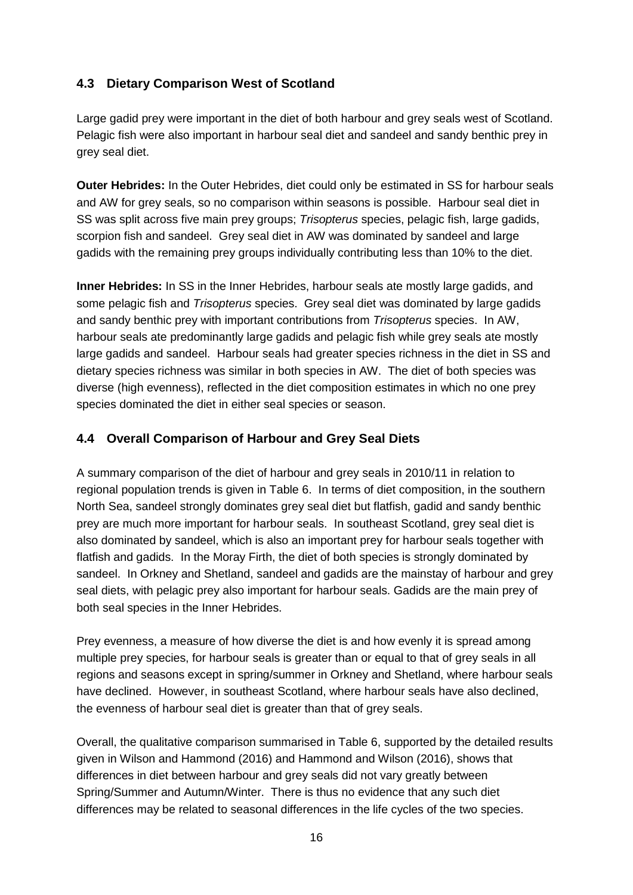## 4.3 Dietary Comparison West of Scotland

Large gadid prey were important in the diet of both harbour and grey seals west of Scotland. Pelagic fish were also important in harbour seal diet and sandeel and sandy benthic prey in grey seal diet.

**Outer Hebrides:** In the Outer Hebrides, diet could only be estimated in SS for harbour seals and AW for grey seals, so no comparison within seasons is possible. Harbour seal diet in SS was split across five main prey groups; *Trisopterus* species, pelagic fish, large gadids, scorpion fish and sandeel. Grey seal diet in AW was dominated by sandeel and large gadids with the remaining prey groups individually contributing less than 10% to the diet.

**Inner Hebrides:** In SS in the Inner Hebrides, harbour seals ate mostly large gadids, and some pelagic fish and *Trisopterus* species. Grey seal diet was dominated by large gadids and sandy benthic prey with important contributions from *Trisopterus* species. In AW, harbour seals ate predominantly large gadids and pelagic fish while grey seals ate mostly large gadids and sandeel. Harbour seals had greater species richness in the diet in SS and dietary species richness was similar in both species in AW. The diet of both species was diverse (high evenness), reflected in the diet composition estimates in which no one prey species dominated the diet in either seal species or season.

## 4.4 Overall Comparison of Harbour and Grey Seal Diets

A summary comparison of the diet of harbour and grey seals in 2010/11 in relation to regional population trends is given in Table 6. In terms of diet composition, in the southern North Sea, sandeel strongly dominates grey seal diet but flatfish, gadid and sandy benthic prey are much more important for harbour seals. In southeast Scotland, grey seal diet is also dominated by sandeel, which is also an important prey for harbour seals together with flatfish and gadids. In the Moray Firth, the diet of both species is strongly dominated by sandeel. In Orkney and Shetland, sandeel and gadids are the mainstay of harbour and grey seal diets, with pelagic prey also important for harbour seals. Gadids are the main prey of both seal species in the Inner Hebrides.

Prey evenness, a measure of how diverse the diet is and how evenly it is spread among multiple prey species, for harbour seals is greater than or equal to that of grey seals in all regions and seasons except in spring/summer in Orkney and Shetland, where harbour seals have declined. However, in southeast Scotland, where harbour seals have also declined, the evenness of harbour seal diet is greater than that of grey seals.

Overall, the qualitative comparison summarised in Table 6, supported by the detailed results given in Wilson and Hammond (2016) and Hammond and Wilson (2016), shows that differences in diet between harbour and grey seals did not vary greatly between Spring/Summer and Autumn/Winter. There is thus no evidence that any such diet differences may be related to seasonal differences in the life cycles of the two species.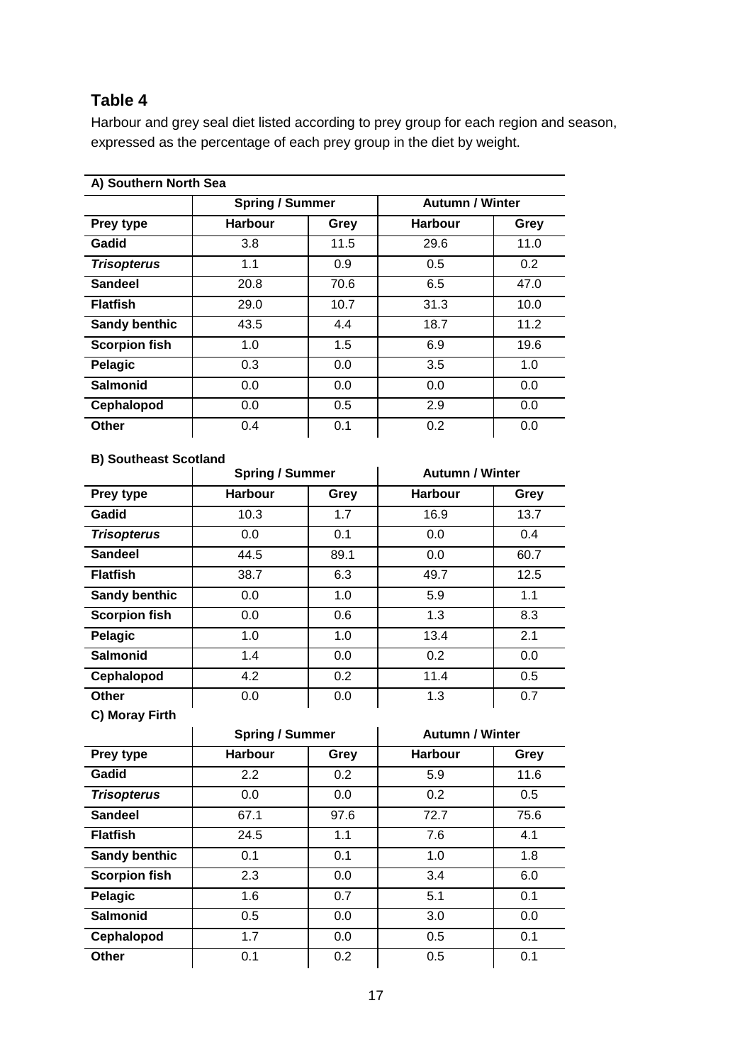## Table 4

Harbour and grey seal diet listed according to prey group for each region and season, expressed as the percentage of each prey group in the diet by weight.

**A) Southern North Sea**

| | Spring / Summer | | Autumn / Winter | |
|---|---|---|---|---|
| **Prey type** | **Harbour** | **Grey** | **Harbour** | **Grey** |
| **Gadid** | 3.8 | 11.5 | 29.6 | 11.0 |
| ***Trisopterus*** | 1.1 | 0.9 | 0.5 | 0.2 |
| **Sandeel** | 20.8 | 70.6 | 6.5 | 47.0 |
| **Flatfish** | 29.0 | 10.7 | 31.3 | 10.0 |
| **Sandy benthic** | 43.5 | 4.4 | 18.7 | 11.2 |
| **Scorpion fish** | 1.0 | 1.5 | 6.9 | 19.6 |
| **Pelagic** | 0.3 | 0.0 | 3.5 | 1.0 |
| **Salmonid** | 0.0 | 0.0 | 0.0 | 0.0 |
| **Cephalopod** | 0.0 | 0.5 | 2.9 | 0.0 |
| **Other** | 0.4 | 0.1 | 0.2 | 0.0 |

**B) Southeast Scotland**

| | Spring / Summer | | Autumn / Winter | |
|---|---|---|---|---|
| **Prey type** | **Harbour** | **Grey** | **Harbour** | **Grey** |
| **Gadid** | 10.3 | 1.7 | 16.9 | 13.7 |
| ***Trisopterus*** | 0.0 | 0.1 | 0.0 | 0.4 |
| **Sandeel** | 44.5 | 89.1 | 0.0 | 60.7 |
| **Flatfish** | 38.7 | 6.3 | 49.7 | 12.5 |
| **Sandy benthic** | 0.0 | 1.0 | 5.9 | 1.1 |
| **Scorpion fish** | 0.0 | 0.6 | 1.3 | 8.3 |
| **Pelagic** | 1.0 | 1.0 | 13.4 | 2.1 |
| **Salmonid** | 1.4 | 0.0 | 0.2 | 0.0 |
| **Cephalopod** | 4.2 | 0.2 | 11.4 | 0.5 |
| **Other** | 0.0 | 0.0 | 1.3 | 0.7 |

**C) Moray Firth**

| | Spring / Summer | | Autumn / Winter | |
|---|---|---|---|---|
| **Prey type** | **Harbour** | **Grey** | **Harbour** | **Grey** |
| **Gadid** | 2.2 | 0.2 | 5.9 | 11.6 |
| ***Trisopterus*** | 0.0 | 0.0 | 0.2 | 0.5 |
| **Sandeel** | 67.1 | 97.6 | 72.7 | 75.6 |
| **Flatfish** | 24.5 | 1.1 | 7.6 | 4.1 |
| **Sandy benthic** | 0.1 | 0.1 | 1.0 | 1.8 |
| **Scorpion fish** | 2.3 | 0.0 | 3.4 | 6.0 |
| **Pelagic** | 1.6 | 0.7 | 5.1 | 0.1 |
| **Salmonid** | 0.5 | 0.0 | 3.0 | 0.0 |
| **Cephalopod** | 1.7 | 0.0 | 0.5 | 0.1 |
| **Other** | 0.1 | 0.2 | 0.5 | 0.1 |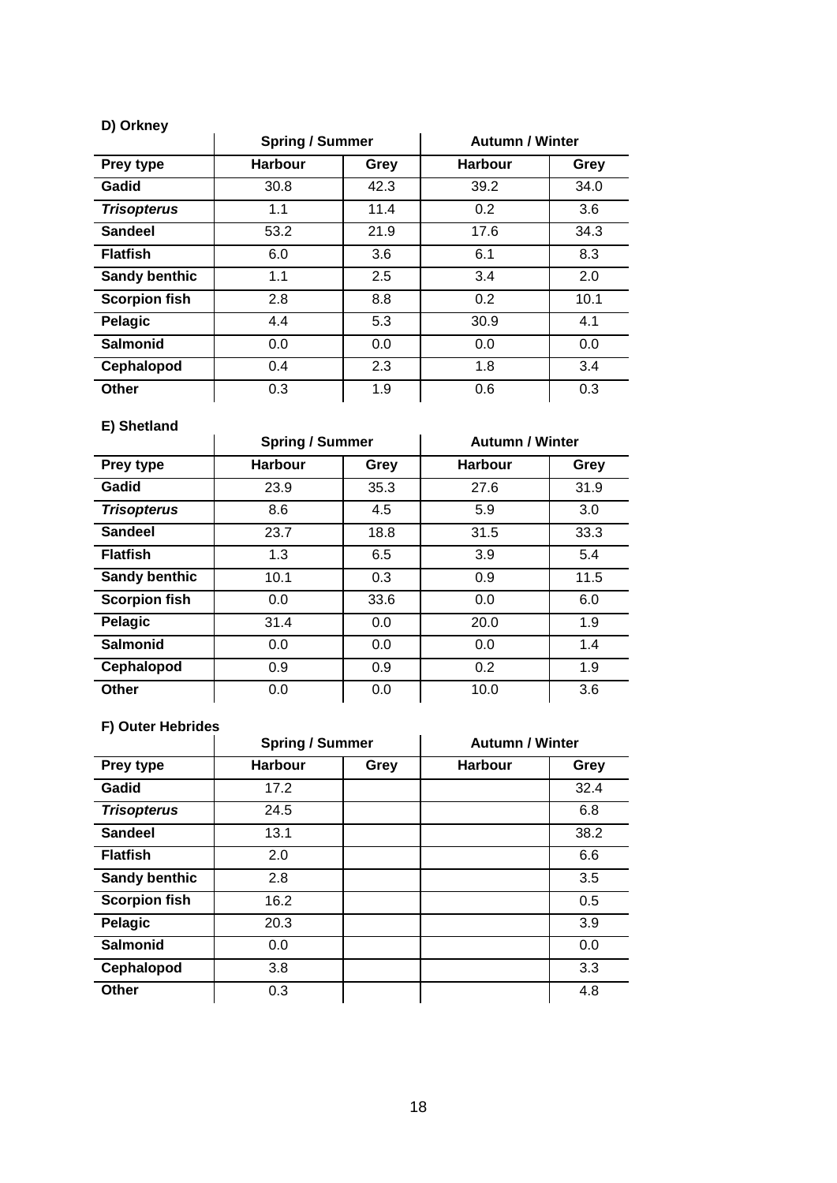**D) Orkney**

| | Spring / Summer | | Autumn / Winter | |
|---|---|---|---|---|
| **Prey type** | **Harbour** | **Grey** | **Harbour** | **Grey** |
| **Gadid** | 30.8 | 42.3 | 39.2 | 34.0 |
| ***Trisopterus*** | 1.1 | 11.4 | 0.2 | 3.6 |
| **Sandeel** | 53.2 | 21.9 | 17.6 | 34.3 |
| **Flatfish** | 6.0 | 3.6 | 6.1 | 8.3 |
| **Sandy benthic** | 1.1 | 2.5 | 3.4 | 2.0 |
| **Scorpion fish** | 2.8 | 8.8 | 0.2 | 10.1 |
| **Pelagic** | 4.4 | 5.3 | 30.9 | 4.1 |
| **Salmonid** | 0.0 | 0.0 | 0.0 | 0.0 |
| **Cephalopod** | 0.4 | 2.3 | 1.8 | 3.4 |
| **Other** | 0.3 | 1.9 | 0.6 | 0.3 |

**E) Shetland**

| | Spring / Summer | | Autumn / Winter | |
|---|---|---|---|---|
| **Prey type** | **Harbour** | **Grey** | **Harbour** | **Grey** |
| **Gadid** | 23.9 | 35.3 | 27.6 | 31.9 |
| ***Trisopterus*** | 8.6 | 4.5 | 5.9 | 3.0 |
| **Sandeel** | 23.7 | 18.8 | 31.5 | 33.3 |
| **Flatfish** | 1.3 | 6.5 | 3.9 | 5.4 |
| **Sandy benthic** | 10.1 | 0.3 | 0.9 | 11.5 |
| **Scorpion fish** | 0.0 | 33.6 | 0.0 | 6.0 |
| **Pelagic** | 31.4 | 0.0 | 20.0 | 1.9 |
| **Salmonid** | 0.0 | 0.0 | 0.0 | 1.4 |
| **Cephalopod** | 0.9 | 0.9 | 0.2 | 1.9 |
| **Other** | 0.0 | 0.0 | 10.0 | 3.6 |

**F) Outer Hebrides**

| | Spring / Summer | | Autumn / Winter | |
|---|---|---|---|---|
| **Prey type** | **Harbour** | **Grey** | **Harbour** | **Grey** |
| **Gadid** | 17.2 | | | 32.4 |
| ***Trisopterus*** | 24.5 | | | 6.8 |
| **Sandeel** | 13.1 | | | 38.2 |
| **Flatfish** | 2.0 | | | 6.6 |
| **Sandy benthic** | 2.8 | | | 3.5 |
| **Scorpion fish** | 16.2 | | | 0.5 |
| **Pelagic** | 20.3 | | | 3.9 |
| **Salmonid** | 0.0 | | | 0.0 |
| **Cephalopod** | 3.8 | | | 3.3 |
| **Other** | 0.3 | | | 4.8 |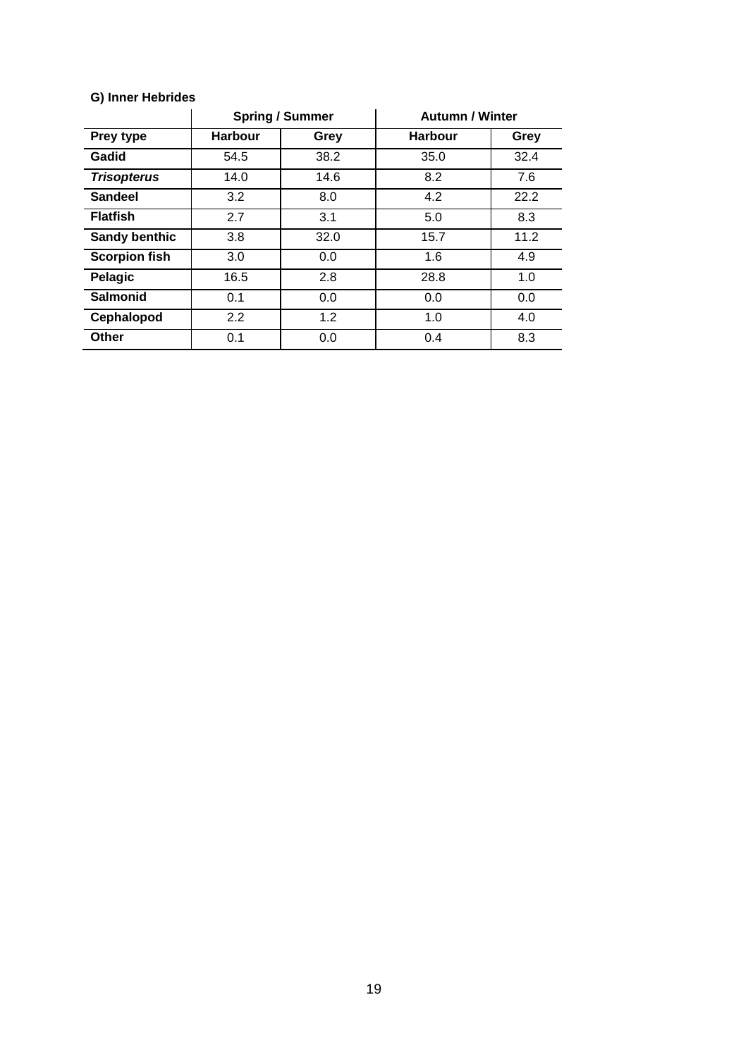**G) Inner Hebrides**

| | Spring / Summer | | Autumn / Winter | |
|---|---|---|---|---|
| **Prey type** | **Harbour** | **Grey** | **Harbour** | **Grey** |
| **Gadid** | 54.5 | 38.2 | 35.0 | 32.4 |
| ***Trisopterus*** | 14.0 | 14.6 | 8.2 | 7.6 |
| **Sandeel** | 3.2 | 8.0 | 4.2 | 22.2 |
| **Flatfish** | 2.7 | 3.1 | 5.0 | 8.3 |
| **Sandy benthic** | 3.8 | 32.0 | 15.7 | 11.2 |
| **Scorpion fish** | 3.0 | 0.0 | 1.6 | 4.9 |
| **Pelagic** | 16.5 | 2.8 | 28.8 | 1.0 |
| **Salmonid** | 0.1 | 0.0 | 0.0 | 0.0 |
| **Cephalopod** | 2.2 | 1.2 | 1.0 | 4.0 |
| **Other** | 0.1 | 0.0 | 0.4 | 8.3 |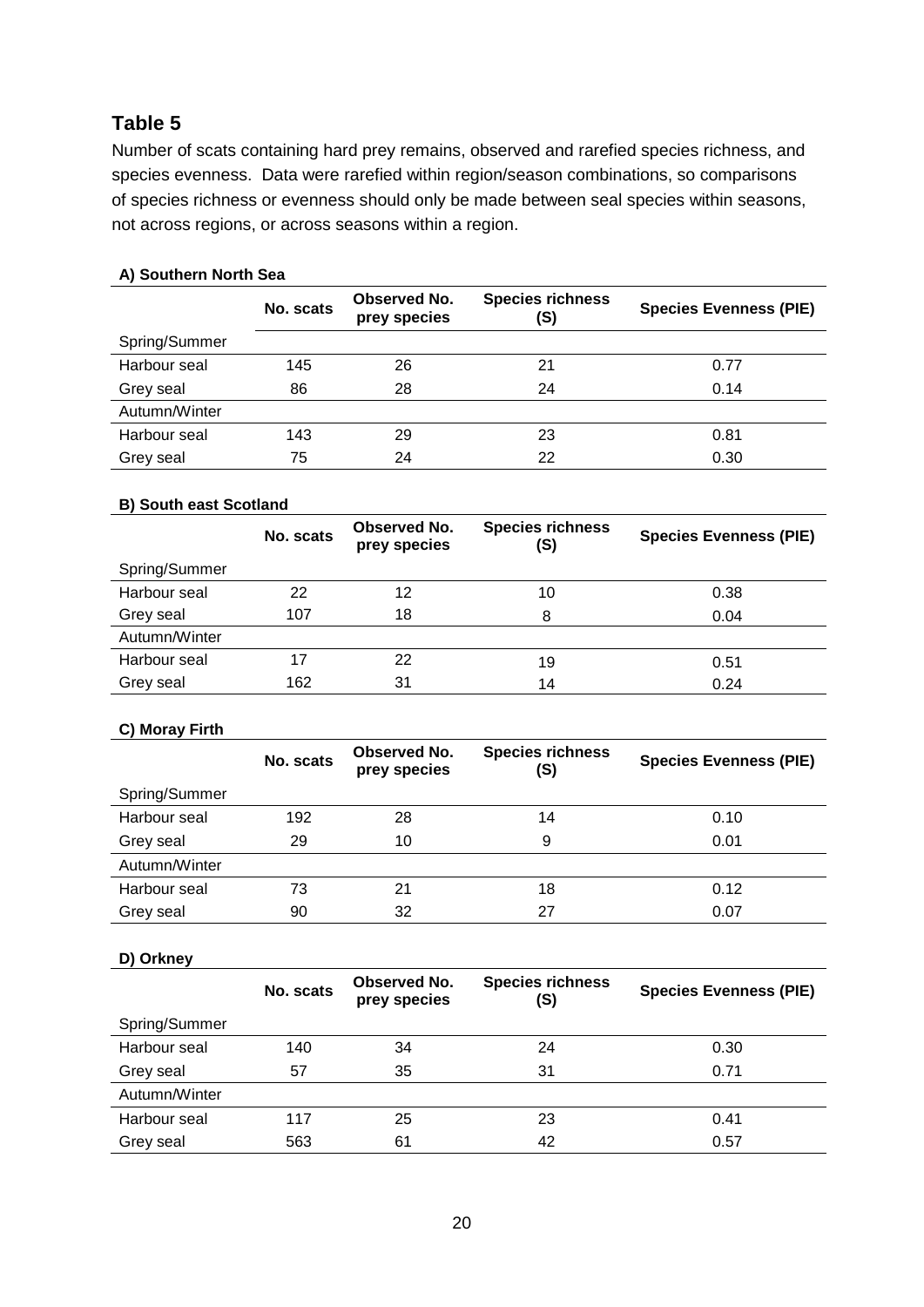## Table 5

Number of scats containing hard prey remains, observed and rarefied species richness, and species evenness. Data were rarefied within region/season combinations, so comparisons of species richness or evenness should only be made between seal species within seasons, not across regions, or across seasons within a region.

**A) Southern North Sea**

| | No. scats | Observed No. prey species | Species richness (S) | Species Evenness (PIE) |
|---|---|---|---|---|
| Spring/Summer | | | | |
| Harbour seal | 145 | 26 | 21 | 0.77 |
| Grey seal | 86 | 28 | 24 | 0.14 |
| Autumn/Winter | | | | |
| Harbour seal | 143 | 29 | 23 | 0.81 |
| Grey seal | 75 | 24 | 22 | 0.30 |

**B) South east Scotland**

| | No. scats | Observed No. prey species | Species richness (S) | Species Evenness (PIE) |
|---|---|---|---|---|
| Spring/Summer | | | | |
| Harbour seal | 22 | 12 | 10 | 0.38 |
| Grey seal | 107 | 18 | 8 | 0.04 |
| Autumn/Winter | | | | |
| Harbour seal | 17 | 22 | 19 | 0.51 |
| Grey seal | 162 | 31 | 14 | 0.24 |

**C) Moray Firth**

| | No. scats | Observed No. prey species | Species richness (S) | Species Evenness (PIE) |
|---|---|---|---|---|
| Spring/Summer | | | | |
| Harbour seal | 192 | 28 | 14 | 0.10 |
| Grey seal | 29 | 10 | 9 | 0.01 |
| Autumn/Winter | | | | |
| Harbour seal | 73 | 21 | 18 | 0.12 |
| Grey seal | 90 | 32 | 27 | 0.07 |

**D) Orkney**

| | No. scats | Observed No. prey species | Species richness (S) | Species Evenness (PIE) |
|---|---|---|---|---|
| Spring/Summer | | | | |
| Harbour seal | 140 | 34 | 24 | 0.30 |
| Grey seal | 57 | 35 | 31 | 0.71 |
| Autumn/Winter | | | | |
| Harbour seal | 117 | 25 | 23 | 0.41 |
| Grey seal | 563 | 61 | 42 | 0.57 |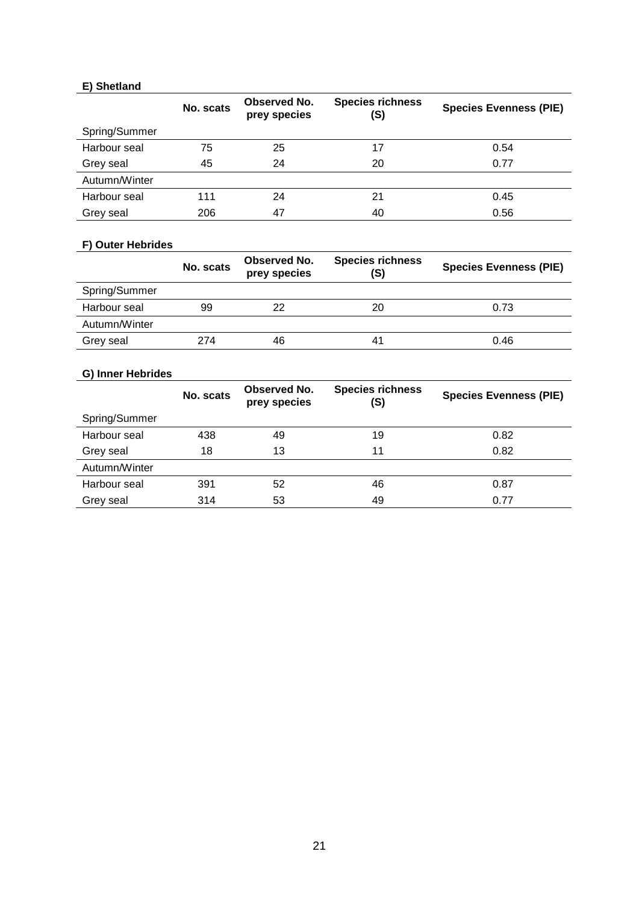**E) Shetland**

| | No. scats | Observed No. prey species | Species richness (S) | Species Evenness (PIE) |
|---|---|---|---|---|
| Spring/Summer | | | | |
| Harbour seal | 75 | 25 | 17 | 0.54 |
| Grey seal | 45 | 24 | 20 | 0.77 |
| Autumn/Winter | | | | |
| Harbour seal | 111 | 24 | 21 | 0.45 |
| Grey seal | 206 | 47 | 40 | 0.56 |

**F) Outer Hebrides**

| | No. scats | Observed No. prey species | Species richness (S) | Species Evenness (PIE) |
|---|---|---|---|---|
| Spring/Summer | | | | |
| Harbour seal | 99 | 22 | 20 | 0.73 |
| Autumn/Winter | | | | |
| Grey seal | 274 | 46 | 41 | 0.46 |

**G) Inner Hebrides**

| | No. scats | Observed No. prey species | Species richness (S) | Species Evenness (PIE) |
|---|---|---|---|---|
| Spring/Summer | | | | |
| Harbour seal | 438 | 49 | 19 | 0.82 |
| Grey seal | 18 | 13 | 11 | 0.82 |
| Autumn/Winter | | | | |
| Harbour seal | 391 | 52 | 46 | 0.87 |
| Grey seal | 314 | 53 | 49 | 0.77 |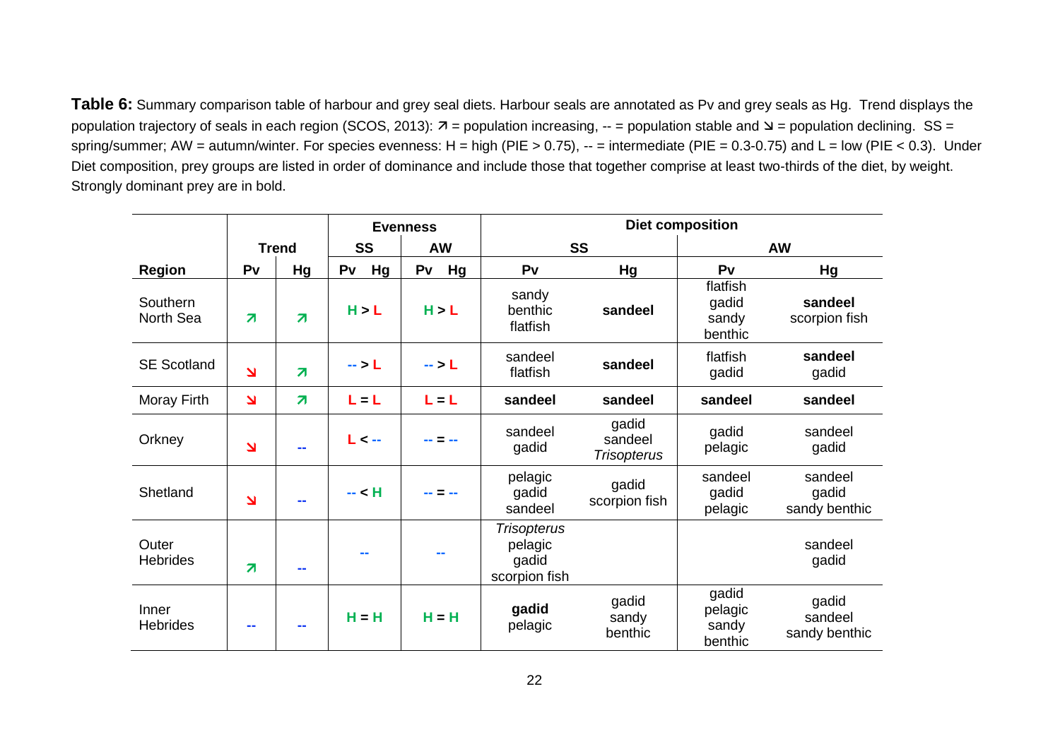**Table 6:** Summary comparison table of harbour and grey seal diets. Harbour seals are annotated as Pv and grey seals as Hg. Trend displays the population trajectory of seals in each region (SCOS, 2013): ↗ = population increasing, -- = population stable and ↘ = population declining. SS = spring/summer; AW = autumn/winter. For species evenness: H = high (PIE > 0.75), -- = intermediate (PIE = 0.3-0.75) and L = low (PIE < 0.3). Under Diet composition, prey groups are listed in order of dominance and include those that together comprise at least two-thirds of the diet, by weight. Strongly dominant prey are in bold.

| | Trend | | Evenness | | Diet composition | | | |
|---|---|---|---|---|---|---|---|---|
| | | | SS | AW | SS | | AW | |
| Region | Pv | Hg | Pv Hg | Pv Hg | Pv | Hg | Pv | Hg |
| Southern North Sea | ↗ | ↗ | H > L | H > L | sandy benthic flatfish | **sandeel** | flatfish gadid sandy benthic | **sandeel** scorpion fish |
| SE Scotland | ↘ | ↗ | -- > L | -- > L | sandeel flatfish | **sandeel** | flatfish gadid | **sandeel** gadid |
| Moray Firth | ↘ | ↗ | L = L | L = L | **sandeel** | **sandeel** | **sandeel** | **sandeel** |
| Orkney | ↘ | -- | L < -- | -- = -- | sandeel gadid | gadid sandeel *Trisopterus* | gadid pelagic | sandeel gadid |
| Shetland | ↘ | -- | -- < H | -- = -- | pelagic gadid sandeel | gadid scorpion fish | sandeel gadid pelagic | sandeel gadid sandy benthic |
| Outer Hebrides | ↗ | -- | -- | -- | *Trisopterus* pelagic gadid scorpion fish | | | sandeel gadid |
| Inner Hebrides | -- | -- | H = H | H = H | **gadid** pelagic | gadid sandy benthic | gadid pelagic sandy benthic | gadid sandeel sandy benthic |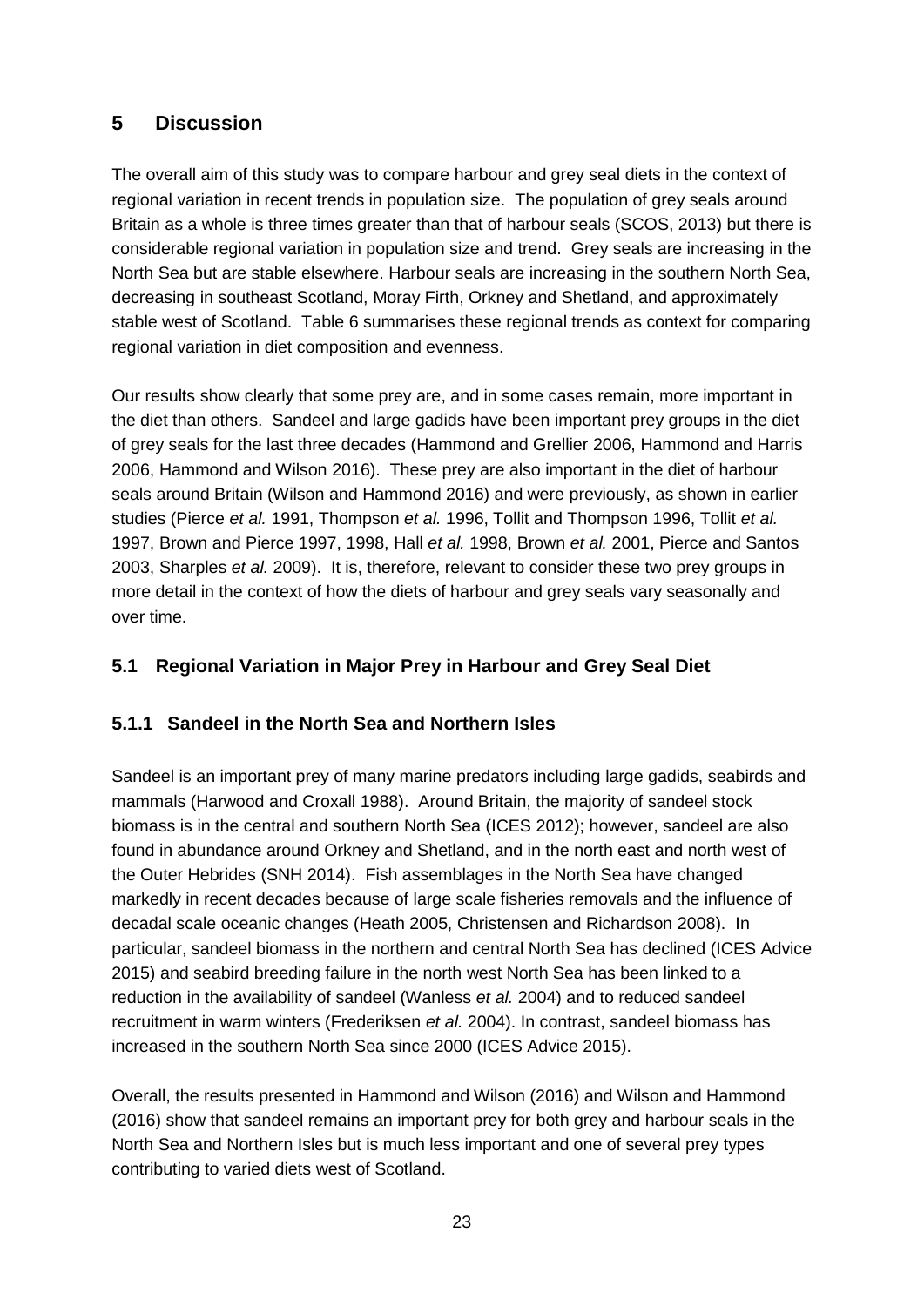## 5 Discussion

The overall aim of this study was to compare harbour and grey seal diets in the context of regional variation in recent trends in population size. The population of grey seals around Britain as a whole is three times greater than that of harbour seals (SCOS, 2013) but there is considerable regional variation in population size and trend. Grey seals are increasing in the North Sea but are stable elsewhere. Harbour seals are increasing in the southern North Sea, decreasing in southeast Scotland, Moray Firth, Orkney and Shetland, and approximately stable west of Scotland. Table 6 summarises these regional trends as context for comparing regional variation in diet composition and evenness.

Our results show clearly that some prey are, and in some cases remain, more important in the diet than others. Sandeel and large gadids have been important prey groups in the diet of grey seals for the last three decades (Hammond and Grellier 2006, Hammond and Harris 2006, Hammond and Wilson 2016). These prey are also important in the diet of harbour seals around Britain (Wilson and Hammond 2016) and were previously, as shown in earlier studies (Pierce *et al.* 1991, Thompson *et al.* 1996, Tollit and Thompson 1996, Tollit *et al.* 1997, Brown and Pierce 1997, 1998, Hall *et al.* 1998, Brown *et al.* 2001, Pierce and Santos 2003, Sharples *et al.* 2009). It is, therefore, relevant to consider these two prey groups in more detail in the context of how the diets of harbour and grey seals vary seasonally and over time.

### 5.1 Regional Variation in Major Prey in Harbour and Grey Seal Diet

#### 5.1.1 Sandeel in the North Sea and Northern Isles

Sandeel is an important prey of many marine predators including large gadids, seabirds and mammals (Harwood and Croxall 1988). Around Britain, the majority of sandeel stock biomass is in the central and southern North Sea (ICES 2012); however, sandeel are also found in abundance around Orkney and Shetland, and in the north east and north west of the Outer Hebrides (SNH 2014). Fish assemblages in the North Sea have changed markedly in recent decades because of large scale fisheries removals and the influence of decadal scale oceanic changes (Heath 2005, Christensen and Richardson 2008). In particular, sandeel biomass in the northern and central North Sea has declined (ICES Advice 2015) and seabird breeding failure in the north west North Sea has been linked to a reduction in the availability of sandeel (Wanless *et al.* 2004) and to reduced sandeel recruitment in warm winters (Frederiksen *et al.* 2004). In contrast, sandeel biomass has increased in the southern North Sea since 2000 (ICES Advice 2015).

Overall, the results presented in Hammond and Wilson (2016) and Wilson and Hammond (2016) show that sandeel remains an important prey for both grey and harbour seals in the North Sea and Northern Isles but is much less important and one of several prey types contributing to varied diets west of Scotland.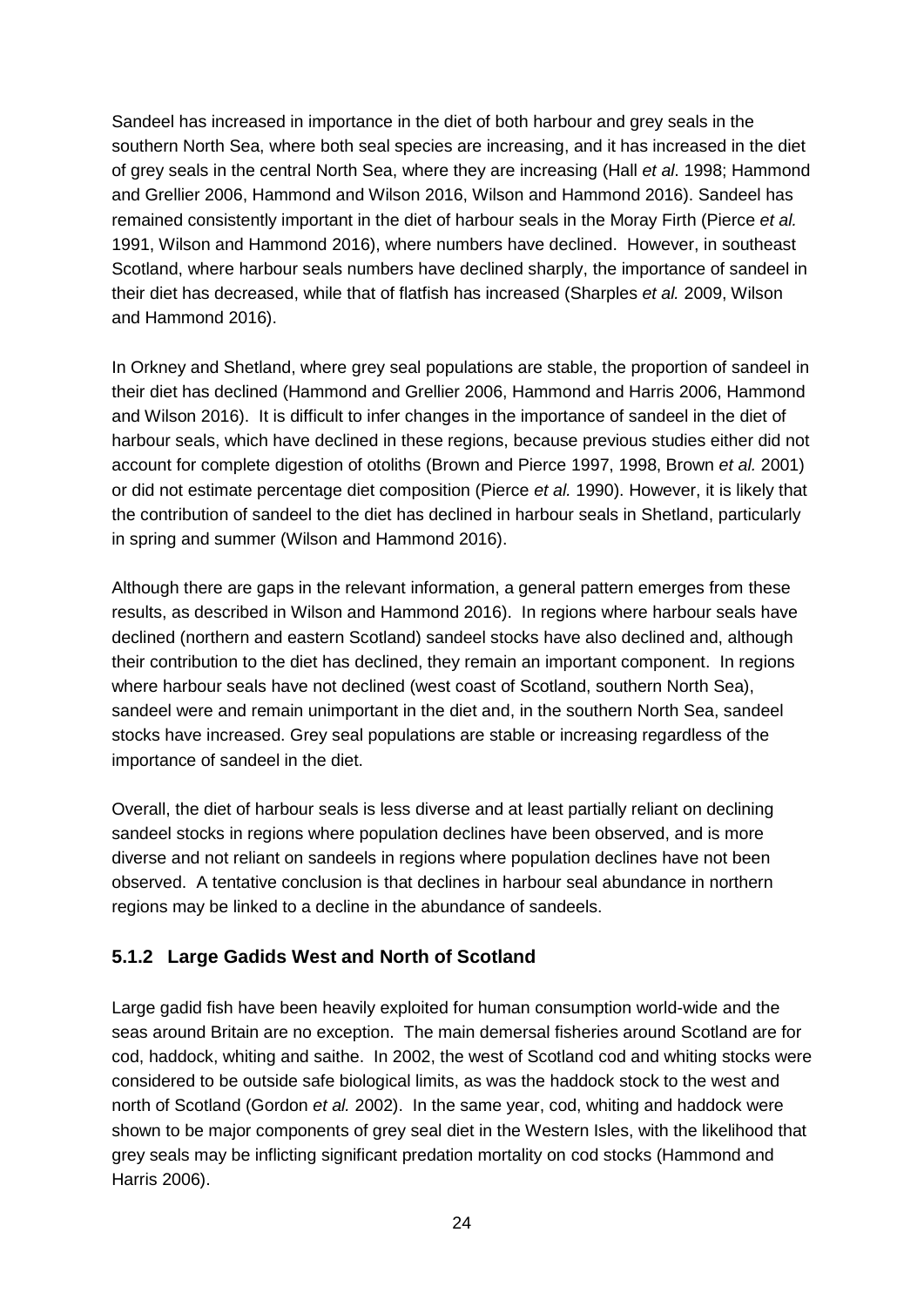Sandeel has increased in importance in the diet of both harbour and grey seals in the southern North Sea, where both seal species are increasing, and it has increased in the diet of grey seals in the central North Sea, where they are increasing (Hall *et al*. 1998; Hammond and Grellier 2006, Hammond and Wilson 2016, Wilson and Hammond 2016). Sandeel has remained consistently important in the diet of harbour seals in the Moray Firth (Pierce *et al.* 1991, Wilson and Hammond 2016), where numbers have declined. However, in southeast Scotland, where harbour seals numbers have declined sharply, the importance of sandeel in their diet has decreased, while that of flatfish has increased (Sharples *et al.* 2009, Wilson and Hammond 2016).

In Orkney and Shetland, where grey seal populations are stable, the proportion of sandeel in their diet has declined (Hammond and Grellier 2006, Hammond and Harris 2006, Hammond and Wilson 2016). It is difficult to infer changes in the importance of sandeel in the diet of harbour seals, which have declined in these regions, because previous studies either did not account for complete digestion of otoliths (Brown and Pierce 1997, 1998, Brown *et al.* 2001) or did not estimate percentage diet composition (Pierce *et al.* 1990). However, it is likely that the contribution of sandeel to the diet has declined in harbour seals in Shetland, particularly in spring and summer (Wilson and Hammond 2016).

Although there are gaps in the relevant information, a general pattern emerges from these results, as described in Wilson and Hammond 2016). In regions where harbour seals have declined (northern and eastern Scotland) sandeel stocks have also declined and, although their contribution to the diet has declined, they remain an important component. In regions where harbour seals have not declined (west coast of Scotland, southern North Sea), sandeel were and remain unimportant in the diet and, in the southern North Sea, sandeel stocks have increased. Grey seal populations are stable or increasing regardless of the importance of sandeel in the diet.

Overall, the diet of harbour seals is less diverse and at least partially reliant on declining sandeel stocks in regions where population declines have been observed, and is more diverse and not reliant on sandeels in regions where population declines have not been observed. A tentative conclusion is that declines in harbour seal abundance in northern regions may be linked to a decline in the abundance of sandeels.

### 5.1.2 Large Gadids West and North of Scotland

Large gadid fish have been heavily exploited for human consumption world-wide and the seas around Britain are no exception. The main demersal fisheries around Scotland are for cod, haddock, whiting and saithe. In 2002, the west of Scotland cod and whiting stocks were considered to be outside safe biological limits, as was the haddock stock to the west and north of Scotland (Gordon *et al.* 2002). In the same year, cod, whiting and haddock were shown to be major components of grey seal diet in the Western Isles, with the likelihood that grey seals may be inflicting significant predation mortality on cod stocks (Hammond and Harris 2006).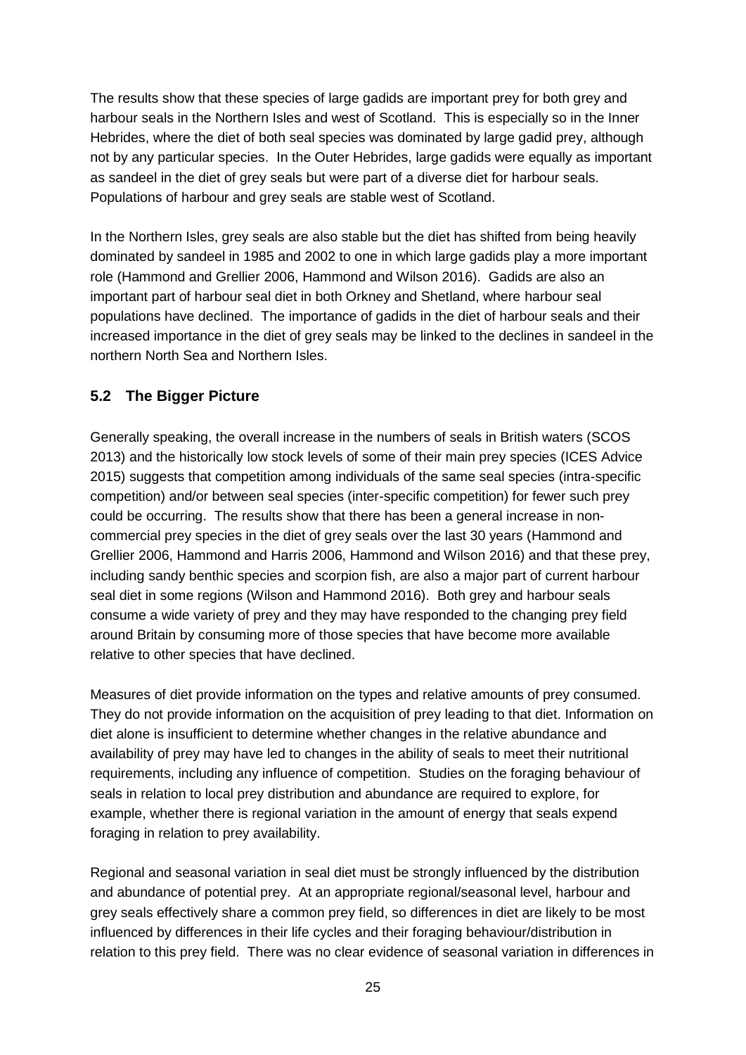The results show that these species of large gadids are important prey for both grey and harbour seals in the Northern Isles and west of Scotland. This is especially so in the Inner Hebrides, where the diet of both seal species was dominated by large gadid prey, although not by any particular species. In the Outer Hebrides, large gadids were equally as important as sandeel in the diet of grey seals but were part of a diverse diet for harbour seals. Populations of harbour and grey seals are stable west of Scotland.

In the Northern Isles, grey seals are also stable but the diet has shifted from being heavily dominated by sandeel in 1985 and 2002 to one in which large gadids play a more important role (Hammond and Grellier 2006, Hammond and Wilson 2016). Gadids are also an important part of harbour seal diet in both Orkney and Shetland, where harbour seal populations have declined. The importance of gadids in the diet of harbour seals and their increased importance in the diet of grey seals may be linked to the declines in sandeel in the northern North Sea and Northern Isles.

## 5.2 The Bigger Picture

Generally speaking, the overall increase in the numbers of seals in British waters (SCOS 2013) and the historically low stock levels of some of their main prey species (ICES Advice 2015) suggests that competition among individuals of the same seal species (intra-specific competition) and/or between seal species (inter-specific competition) for fewer such prey could be occurring. The results show that there has been a general increase in non-commercial prey species in the diet of grey seals over the last 30 years (Hammond and Grellier 2006, Hammond and Harris 2006, Hammond and Wilson 2016) and that these prey, including sandy benthic species and scorpion fish, are also a major part of current harbour seal diet in some regions (Wilson and Hammond 2016). Both grey and harbour seals consume a wide variety of prey and they may have responded to the changing prey field around Britain by consuming more of those species that have become more available relative to other species that have declined.

Measures of diet provide information on the types and relative amounts of prey consumed. They do not provide information on the acquisition of prey leading to that diet. Information on diet alone is insufficient to determine whether changes in the relative abundance and availability of prey may have led to changes in the ability of seals to meet their nutritional requirements, including any influence of competition. Studies on the foraging behaviour of seals in relation to local prey distribution and abundance are required to explore, for example, whether there is regional variation in the amount of energy that seals expend foraging in relation to prey availability.

Regional and seasonal variation in seal diet must be strongly influenced by the distribution and abundance of potential prey. At an appropriate regional/seasonal level, harbour and grey seals effectively share a common prey field, so differences in diet are likely to be most influenced by differences in their life cycles and their foraging behaviour/distribution in relation to this prey field. There was no clear evidence of seasonal variation in differences in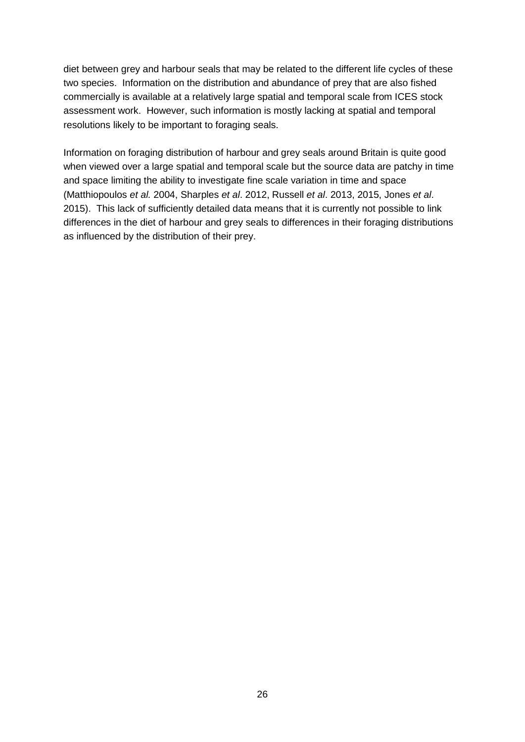diet between grey and harbour seals that may be related to the different life cycles of these two species. Information on the distribution and abundance of prey that are also fished commercially is available at a relatively large spatial and temporal scale from ICES stock assessment work. However, such information is mostly lacking at spatial and temporal resolutions likely to be important to foraging seals.

Information on foraging distribution of harbour and grey seals around Britain is quite good when viewed over a large spatial and temporal scale but the source data are patchy in time and space limiting the ability to investigate fine scale variation in time and space (Matthiopoulos *et al.* 2004, Sharples *et al*. 2012, Russell *et al*. 2013, 2015, Jones *et al*. 2015). This lack of sufficiently detailed data means that it is currently not possible to link differences in the diet of harbour and grey seals to differences in their foraging distributions as influenced by the distribution of their prey.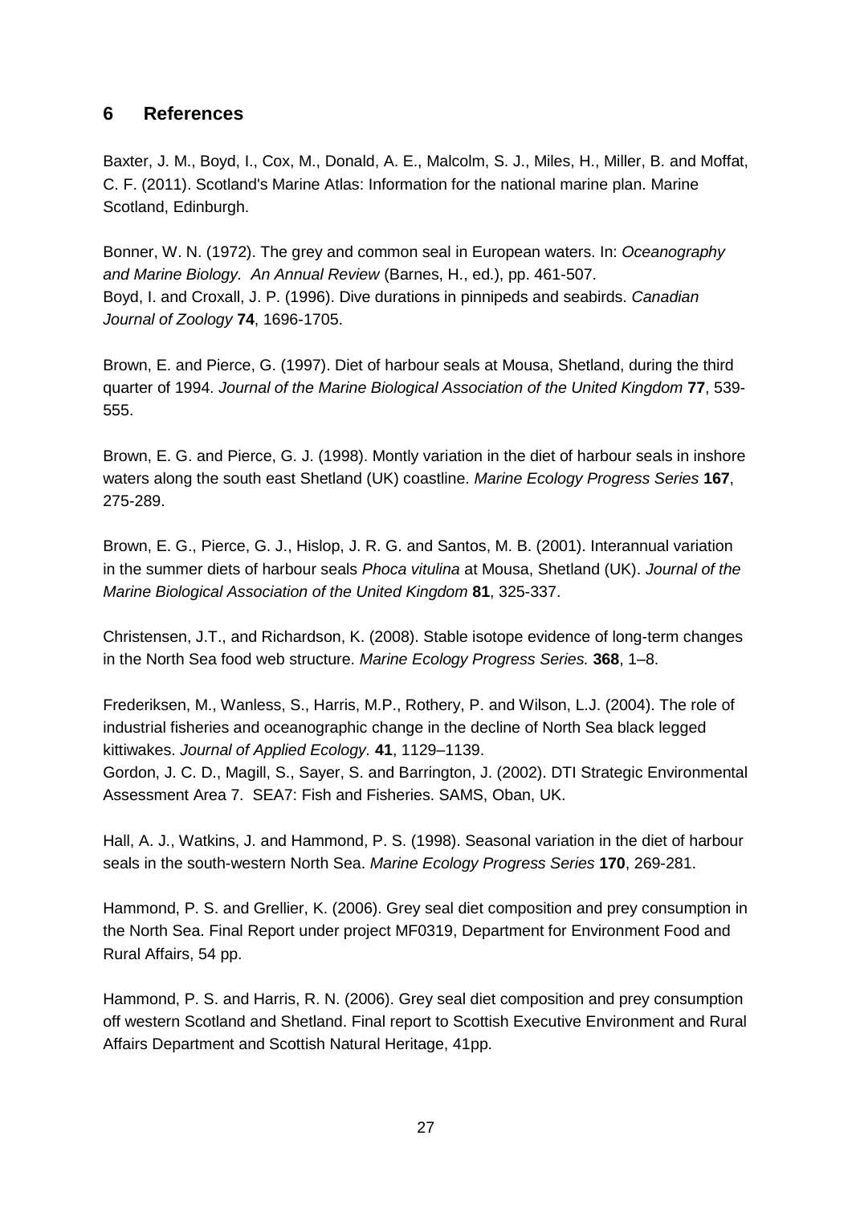## 6 References

Baxter, J. M., Boyd, I., Cox, M., Donald, A. E., Malcolm, S. J., Miles, H., Miller, B. and Moffat, C. F. (2011). Scotland's Marine Atlas: Information for the national marine plan. Marine Scotland, Edinburgh.

Bonner, W. N. (1972). The grey and common seal in European waters. In: *Oceanography and Marine Biology. An Annual Review* (Barnes, H., ed.), pp. 461-507.

Boyd, I. and Croxall, J. P. (1996). Dive durations in pinnipeds and seabirds. *Canadian Journal of Zoology* **74**, 1696-1705.

Brown, E. and Pierce, G. (1997). Diet of harbour seals at Mousa, Shetland, during the third quarter of 1994. *Journal of the Marine Biological Association of the United Kingdom* **77**, 539-555.

Brown, E. G. and Pierce, G. J. (1998). Montly variation in the diet of harbour seals in inshore waters along the south east Shetland (UK) coastline. *Marine Ecology Progress Series* **167**, 275-289.

Brown, E. G., Pierce, G. J., Hislop, J. R. G. and Santos, M. B. (2001). Interannual variation in the summer diets of harbour seals *Phoca vitulina* at Mousa, Shetland (UK). *Journal of the Marine Biological Association of the United Kingdom* **81**, 325-337.

Christensen, J.T., and Richardson, K. (2008). Stable isotope evidence of long-term changes in the North Sea food web structure. *Marine Ecology Progress Series.* **368**, 1–8.

Frederiksen, M., Wanless, S., Harris, M.P., Rothery, P. and Wilson, L.J. (2004). The role of industrial fisheries and oceanographic change in the decline of North Sea black legged kittiwakes. *Journal of Applied Ecology.* **41**, 1129–1139.

Gordon, J. C. D., Magill, S., Sayer, S. and Barrington, J. (2002). DTI Strategic Environmental Assessment Area 7. SEA7: Fish and Fisheries. SAMS, Oban, UK.

Hall, A. J., Watkins, J. and Hammond, P. S. (1998). Seasonal variation in the diet of harbour seals in the south-western North Sea. *Marine Ecology Progress Series* **170**, 269-281.

Hammond, P. S. and Grellier, K. (2006). Grey seal diet composition and prey consumption in the North Sea. Final Report under project MF0319, Department for Environment Food and Rural Affairs, 54 pp.

Hammond, P. S. and Harris, R. N. (2006). Grey seal diet composition and prey consumption off western Scotland and Shetland. Final report to Scottish Executive Environment and Rural Affairs Department and Scottish Natural Heritage, 41pp.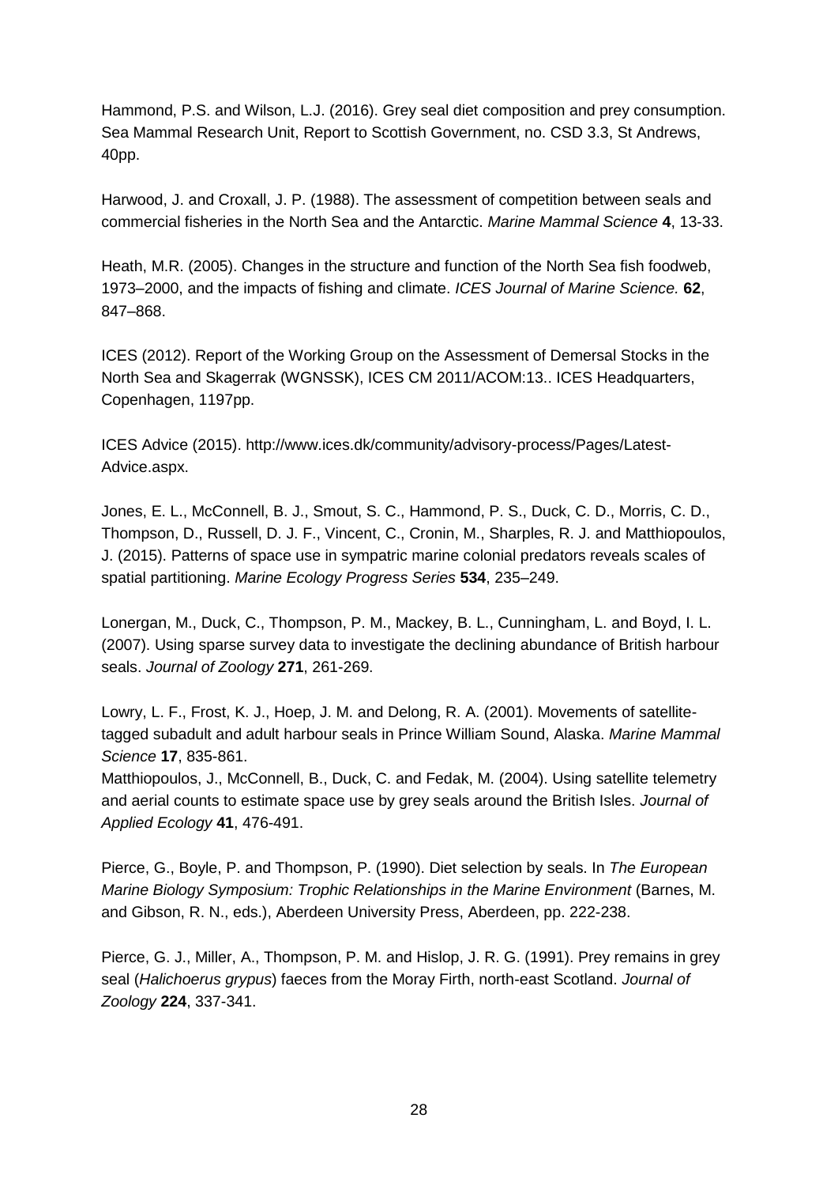Hammond, P.S. and Wilson, L.J. (2016). Grey seal diet composition and prey consumption. Sea Mammal Research Unit, Report to Scottish Government, no. CSD 3.3, St Andrews, 40pp.

Harwood, J. and Croxall, J. P. (1988). The assessment of competition between seals and commercial fisheries in the North Sea and the Antarctic. *Marine Mammal Science* **4**, 13-33.

Heath, M.R. (2005). Changes in the structure and function of the North Sea fish foodweb, 1973–2000, and the impacts of fishing and climate. *ICES Journal of Marine Science.* **62**, 847–868.

ICES (2012). Report of the Working Group on the Assessment of Demersal Stocks in the North Sea and Skagerrak (WGNSSK), ICES CM 2011/ACOM:13.. ICES Headquarters, Copenhagen, 1197pp.

ICES Advice (2015). http://www.ices.dk/community/advisory-process/Pages/Latest-Advice.aspx.

Jones, E. L., McConnell, B. J., Smout, S. C., Hammond, P. S., Duck, C. D., Morris, C. D., Thompson, D., Russell, D. J. F., Vincent, C., Cronin, M., Sharples, R. J. and Matthiopoulos, J. (2015). Patterns of space use in sympatric marine colonial predators reveals scales of spatial partitioning. *Marine Ecology Progress Series* **534**, 235–249.

Lonergan, M., Duck, C., Thompson, P. M., Mackey, B. L., Cunningham, L. and Boyd, I. L. (2007). Using sparse survey data to investigate the declining abundance of British harbour seals. *Journal of Zoology* **271**, 261-269.

Lowry, L. F., Frost, K. J., Hoep, J. M. and Delong, R. A. (2001). Movements of satellite-tagged subadult and adult harbour seals in Prince William Sound, Alaska. *Marine Mammal Science* **17**, 835-861.

Matthiopoulos, J., McConnell, B., Duck, C. and Fedak, M. (2004). Using satellite telemetry and aerial counts to estimate space use by grey seals around the British Isles. *Journal of Applied Ecology* **41**, 476-491.

Pierce, G., Boyle, P. and Thompson, P. (1990). Diet selection by seals. In *The European Marine Biology Symposium: Trophic Relationships in the Marine Environment* (Barnes, M. and Gibson, R. N., eds.), Aberdeen University Press, Aberdeen, pp. 222-238.

Pierce, G. J., Miller, A., Thompson, P. M. and Hislop, J. R. G. (1991). Prey remains in grey seal (*Halichoerus grypus*) faeces from the Moray Firth, north-east Scotland. *Journal of Zoology* **224**, 337-341.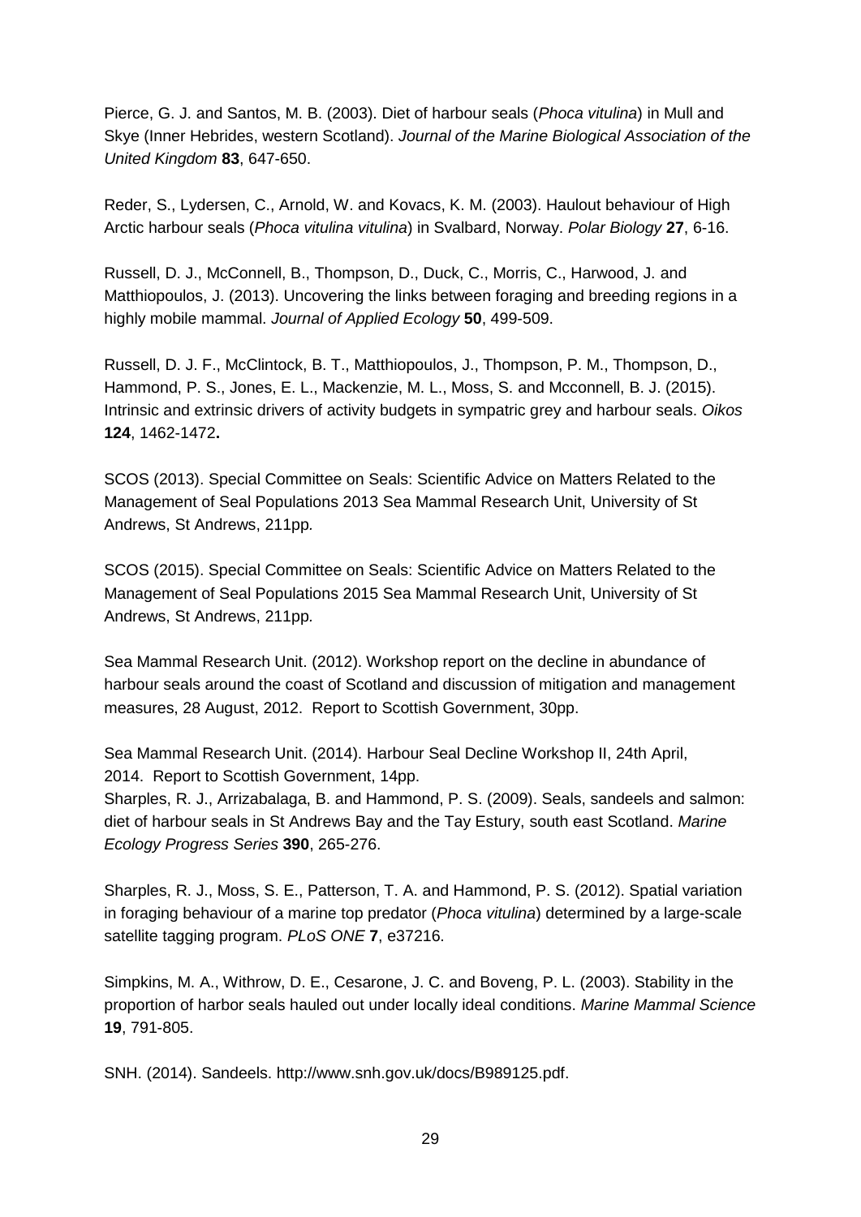Pierce, G. J. and Santos, M. B. (2003). Diet of harbour seals (*Phoca vitulina*) in Mull and Skye (Inner Hebrides, western Scotland). *Journal of the Marine Biological Association of the United Kingdom* **83**, 647-650.

Reder, S., Lydersen, C., Arnold, W. and Kovacs, K. M. (2003). Haulout behaviour of High Arctic harbour seals (*Phoca vitulina vitulina*) in Svalbard, Norway. *Polar Biology* **27**, 6-16.

Russell, D. J., McConnell, B., Thompson, D., Duck, C., Morris, C., Harwood, J. and Matthiopoulos, J. (2013). Uncovering the links between foraging and breeding regions in a highly mobile mammal. *Journal of Applied Ecology* **50**, 499-509.

Russell, D. J. F., McClintock, B. T., Matthiopoulos, J., Thompson, P. M., Thompson, D., Hammond, P. S., Jones, E. L., Mackenzie, M. L., Moss, S. and Mcconnell, B. J. (2015). Intrinsic and extrinsic drivers of activity budgets in sympatric grey and harbour seals. *Oikos* **124**, 1462-1472**.**

SCOS (2013). Special Committee on Seals: Scientific Advice on Matters Related to the Management of Seal Populations 2013 Sea Mammal Research Unit, University of St Andrews, St Andrews, 211pp*.*

SCOS (2015). Special Committee on Seals: Scientific Advice on Matters Related to the Management of Seal Populations 2015 Sea Mammal Research Unit, University of St Andrews, St Andrews, 211pp*.*

Sea Mammal Research Unit. (2012). Workshop report on the decline in abundance of harbour seals around the coast of Scotland and discussion of mitigation and management measures, 28 August, 2012. Report to Scottish Government, 30pp.

Sea Mammal Research Unit. (2014). Harbour Seal Decline Workshop II, 24th April, 2014. Report to Scottish Government, 14pp.

Sharples, R. J., Arrizabalaga, B. and Hammond, P. S. (2009). Seals, sandeels and salmon: diet of harbour seals in St Andrews Bay and the Tay Estury, south east Scotland. *Marine Ecology Progress Series* **390**, 265-276.

Sharples, R. J., Moss, S. E., Patterson, T. A. and Hammond, P. S. (2012). Spatial variation in foraging behaviour of a marine top predator (*Phoca vitulina*) determined by a large-scale satellite tagging program. *PLoS ONE* **7**, e37216*.*

Simpkins, M. A., Withrow, D. E., Cesarone, J. C. and Boveng, P. L. (2003). Stability in the proportion of harbor seals hauled out under locally ideal conditions. *Marine Mammal Science* **19**, 791-805.

SNH. (2014). Sandeels. http://www.snh.gov.uk/docs/B989125.pdf.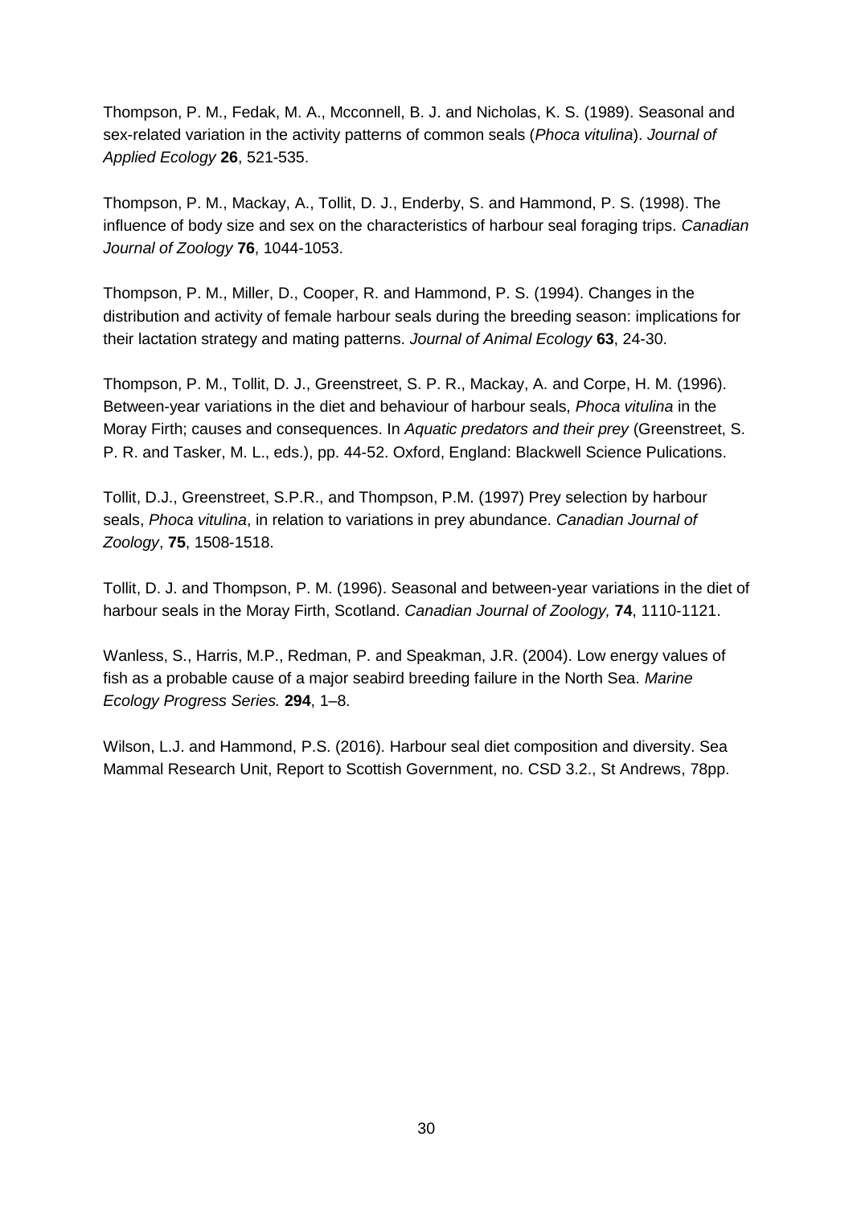Thompson, P. M., Fedak, M. A., Mcconnell, B. J. and Nicholas, K. S. (1989). Seasonal and sex-related variation in the activity patterns of common seals (*Phoca vitulina*). *Journal of Applied Ecology* **26**, 521-535.

Thompson, P. M., Mackay, A., Tollit, D. J., Enderby, S. and Hammond, P. S. (1998). The influence of body size and sex on the characteristics of harbour seal foraging trips. *Canadian Journal of Zoology* **76**, 1044-1053.

Thompson, P. M., Miller, D., Cooper, R. and Hammond, P. S. (1994). Changes in the distribution and activity of female harbour seals during the breeding season: implications for their lactation strategy and mating patterns. *Journal of Animal Ecology* **63**, 24-30.

Thompson, P. M., Tollit, D. J., Greenstreet, S. P. R., Mackay, A. and Corpe, H. M. (1996). Between-year variations in the diet and behaviour of harbour seals, *Phoca vitulina* in the Moray Firth; causes and consequences. In *Aquatic predators and their prey* (Greenstreet, S. P. R. and Tasker, M. L., eds.), pp. 44-52. Oxford, England: Blackwell Science Pulications.

Tollit, D.J., Greenstreet, S.P.R., and Thompson, P.M. (1997) Prey selection by harbour seals, *Phoca vitulina*, in relation to variations in prey abundance. *Canadian Journal of Zoology*, **75**, 1508-1518.

Tollit, D. J. and Thompson, P. M. (1996). Seasonal and between-year variations in the diet of harbour seals in the Moray Firth, Scotland. *Canadian Journal of Zoology,* **74**, 1110-1121.

Wanless, S., Harris, M.P., Redman, P. and Speakman, J.R. (2004). Low energy values of fish as a probable cause of a major seabird breeding failure in the North Sea. *Marine Ecology Progress Series.* **294**, 1–8.

Wilson, L.J. and Hammond, P.S. (2016). Harbour seal diet composition and diversity. Sea Mammal Research Unit, Report to Scottish Government, no. CSD 3.2., St Andrews, 78pp.